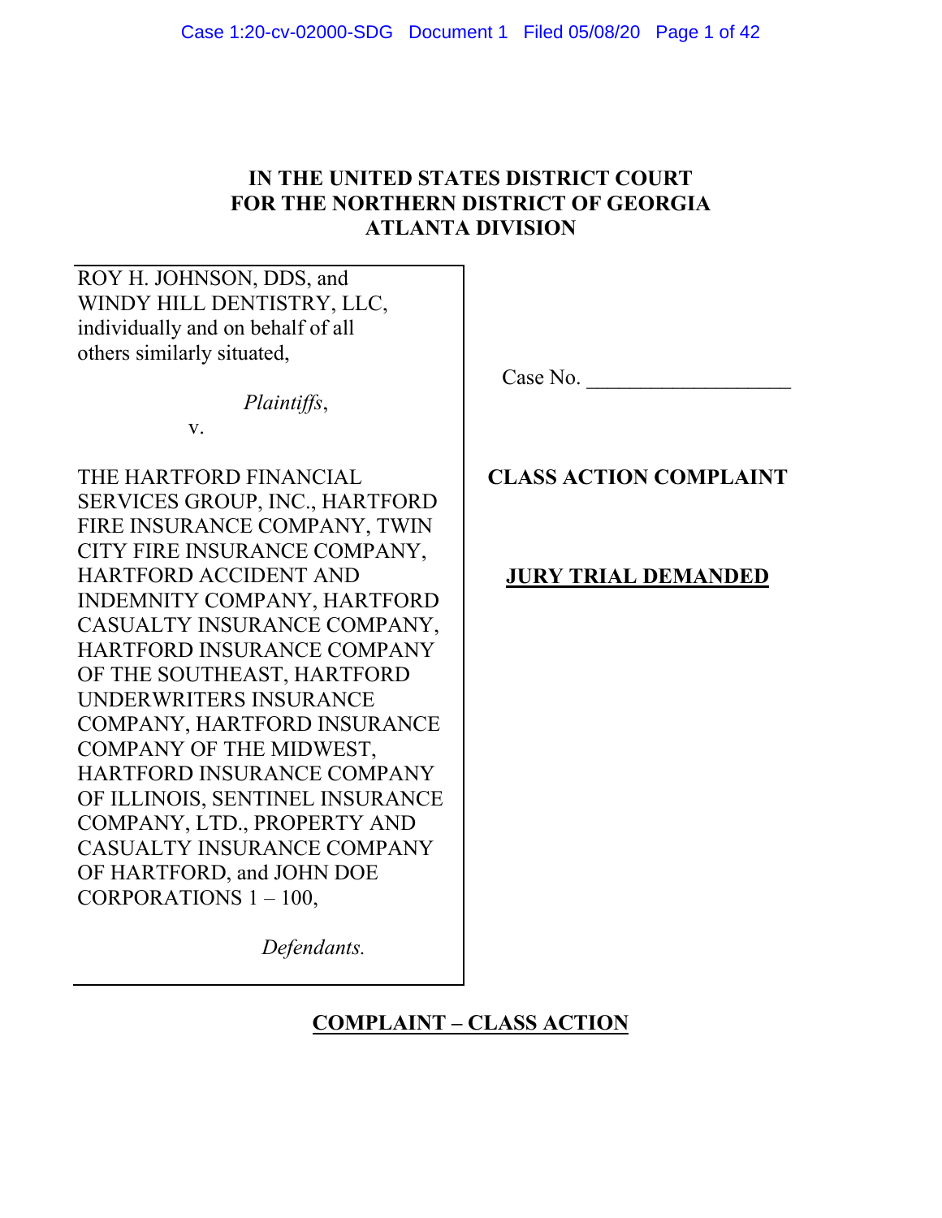**IN THE UNITED STATES DISTRICT COURT**
**FOR THE NORTHERN DISTRICT OF GEORGIA**
**ATLANTA DIVISION**

ROY H. JOHNSON, DDS, and WINDY HILL DENTISTRY, LLC, individually and on behalf of all others similarly situated,

*Plaintiffs*,

v.

THE HARTFORD FINANCIAL SERVICES GROUP, INC., HARTFORD FIRE INSURANCE COMPANY, TWIN CITY FIRE INSURANCE COMPANY, HARTFORD ACCIDENT AND INDEMNITY COMPANY, HARTFORD CASUALTY INSURANCE COMPANY, HARTFORD INSURANCE COMPANY OF THE SOUTHEAST, HARTFORD UNDERWRITERS INSURANCE COMPANY, HARTFORD INSURANCE COMPANY OF THE MIDWEST, HARTFORD INSURANCE COMPANY OF ILLINOIS, SENTINEL INSURANCE COMPANY, LTD., PROPERTY AND CASUALTY INSURANCE COMPANY OF HARTFORD, and JOHN DOE CORPORATIONS 1 – 100,

*Defendants.*

Case No. ___________________

**CLASS ACTION COMPLAINT**

**JURY TRIAL DEMANDED**

**COMPLAINT – CLASS ACTION**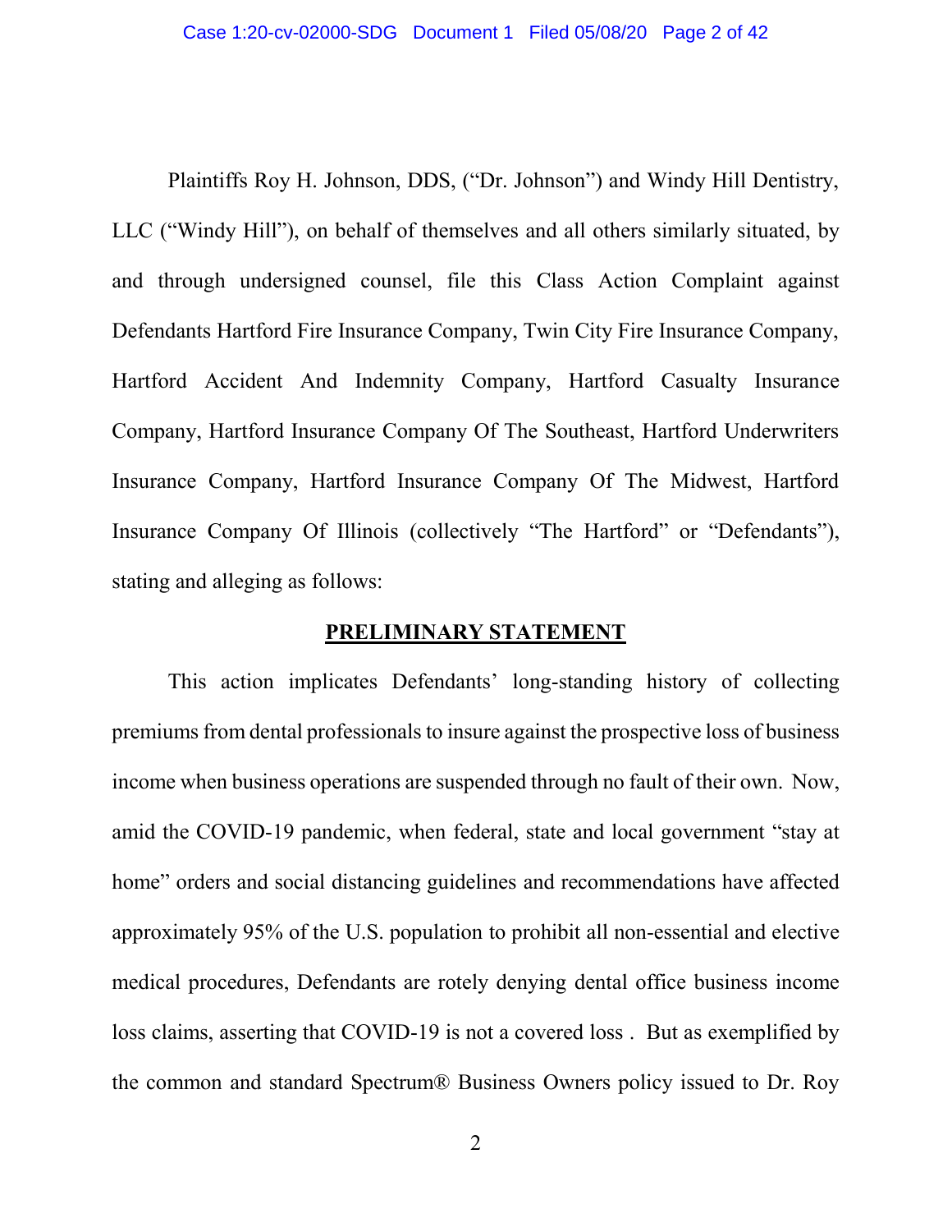Plaintiffs Roy H. Johnson, DDS, ("Dr. Johnson") and Windy Hill Dentistry, LLC ("Windy Hill"), on behalf of themselves and all others similarly situated, by and through undersigned counsel, file this Class Action Complaint against Defendants Hartford Fire Insurance Company, Twin City Fire Insurance Company, Hartford Accident And Indemnity Company, Hartford Casualty Insurance Company, Hartford Insurance Company Of The Southeast, Hartford Underwriters Insurance Company, Hartford Insurance Company Of The Midwest, Hartford Insurance Company Of Illinois (collectively "The Hartford" or "Defendants"), stating and alleging as follows:

## PRELIMINARY STATEMENT

This action implicates Defendants' long-standing history of collecting premiums from dental professionals to insure against the prospective loss of business income when business operations are suspended through no fault of their own. Now, amid the COVID-19 pandemic, when federal, state and local government "stay at home" orders and social distancing guidelines and recommendations have affected approximately 95% of the U.S. population to prohibit all non-essential and elective medical procedures, Defendants are rotely denying dental office business income loss claims, asserting that COVID-19 is not a covered loss . But as exemplified by the common and standard Spectrum® Business Owners policy issued to Dr. Roy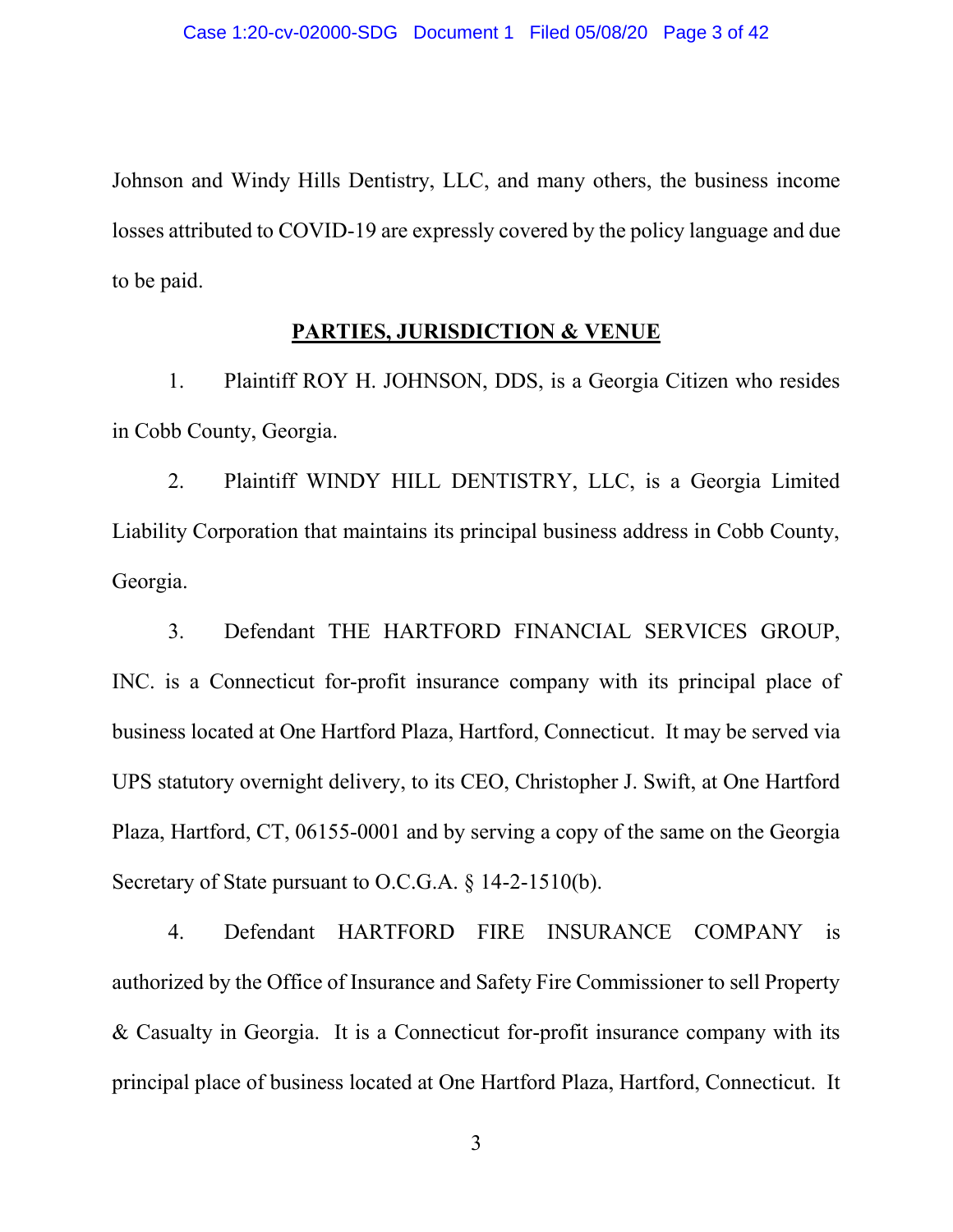Johnson and Windy Hills Dentistry, LLC, and many others, the business income losses attributed to COVID-19 are expressly covered by the policy language and due to be paid.

**PARTIES, JURISDICTION & VENUE**

1. Plaintiff ROY H. JOHNSON, DDS, is a Georgia Citizen who resides in Cobb County, Georgia.

2. Plaintiff WINDY HILL DENTISTRY, LLC, is a Georgia Limited Liability Corporation that maintains its principal business address in Cobb County, Georgia.

3. Defendant THE HARTFORD FINANCIAL SERVICES GROUP, INC. is a Connecticut for-profit insurance company with its principal place of business located at One Hartford Plaza, Hartford, Connecticut. It may be served via UPS statutory overnight delivery, to its CEO, Christopher J. Swift, at One Hartford Plaza, Hartford, CT, 06155-0001 and by serving a copy of the same on the Georgia Secretary of State pursuant to O.C.G.A. § 14-2-1510(b).

4. Defendant HARTFORD FIRE INSURANCE COMPANY is authorized by the Office of Insurance and Safety Fire Commissioner to sell Property & Casualty in Georgia. It is a Connecticut for-profit insurance company with its principal place of business located at One Hartford Plaza, Hartford, Connecticut. It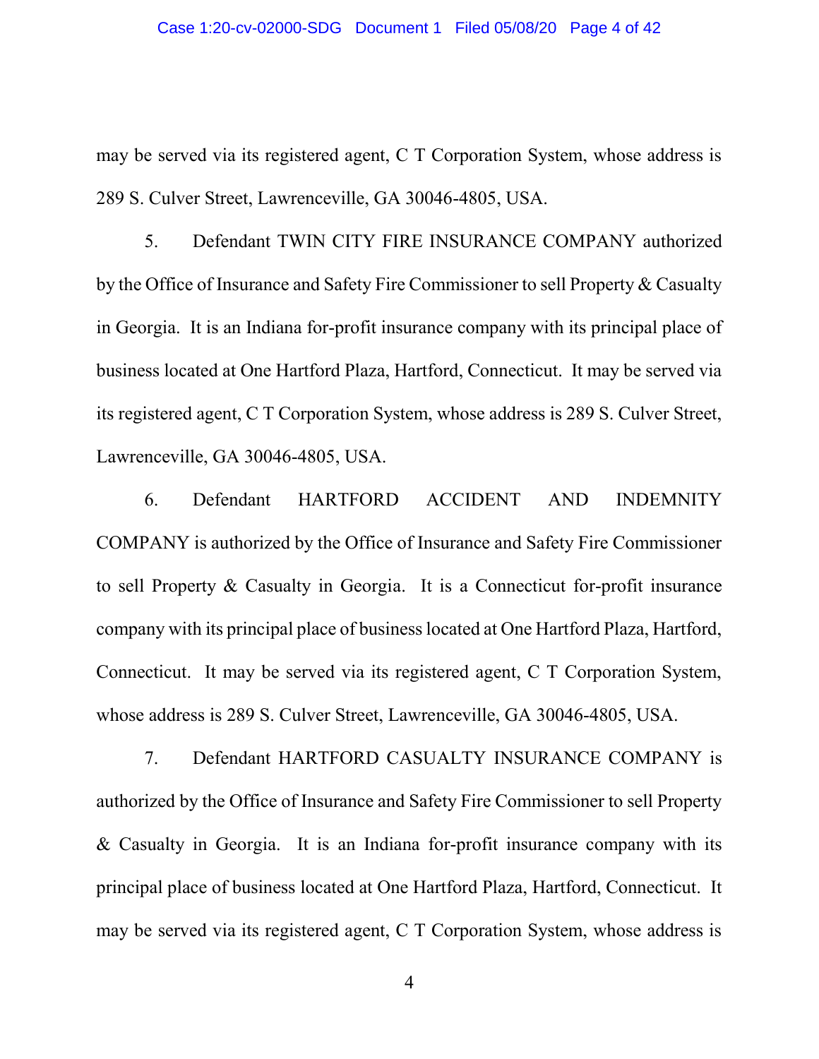may be served via its registered agent, C T Corporation System, whose address is 289 S. Culver Street, Lawrenceville, GA 30046-4805, USA.

5. Defendant TWIN CITY FIRE INSURANCE COMPANY authorized by the Office of Insurance and Safety Fire Commissioner to sell Property & Casualty in Georgia. It is an Indiana for-profit insurance company with its principal place of business located at One Hartford Plaza, Hartford, Connecticut. It may be served via its registered agent, C T Corporation System, whose address is 289 S. Culver Street, Lawrenceville, GA 30046-4805, USA.

6. Defendant HARTFORD ACCIDENT AND INDEMNITY COMPANY is authorized by the Office of Insurance and Safety Fire Commissioner to sell Property & Casualty in Georgia. It is a Connecticut for-profit insurance company with its principal place of business located at One Hartford Plaza, Hartford, Connecticut. It may be served via its registered agent, C T Corporation System, whose address is 289 S. Culver Street, Lawrenceville, GA 30046-4805, USA.

7. Defendant HARTFORD CASUALTY INSURANCE COMPANY is authorized by the Office of Insurance and Safety Fire Commissioner to sell Property & Casualty in Georgia. It is an Indiana for-profit insurance company with its principal place of business located at One Hartford Plaza, Hartford, Connecticut. It may be served via its registered agent, C T Corporation System, whose address is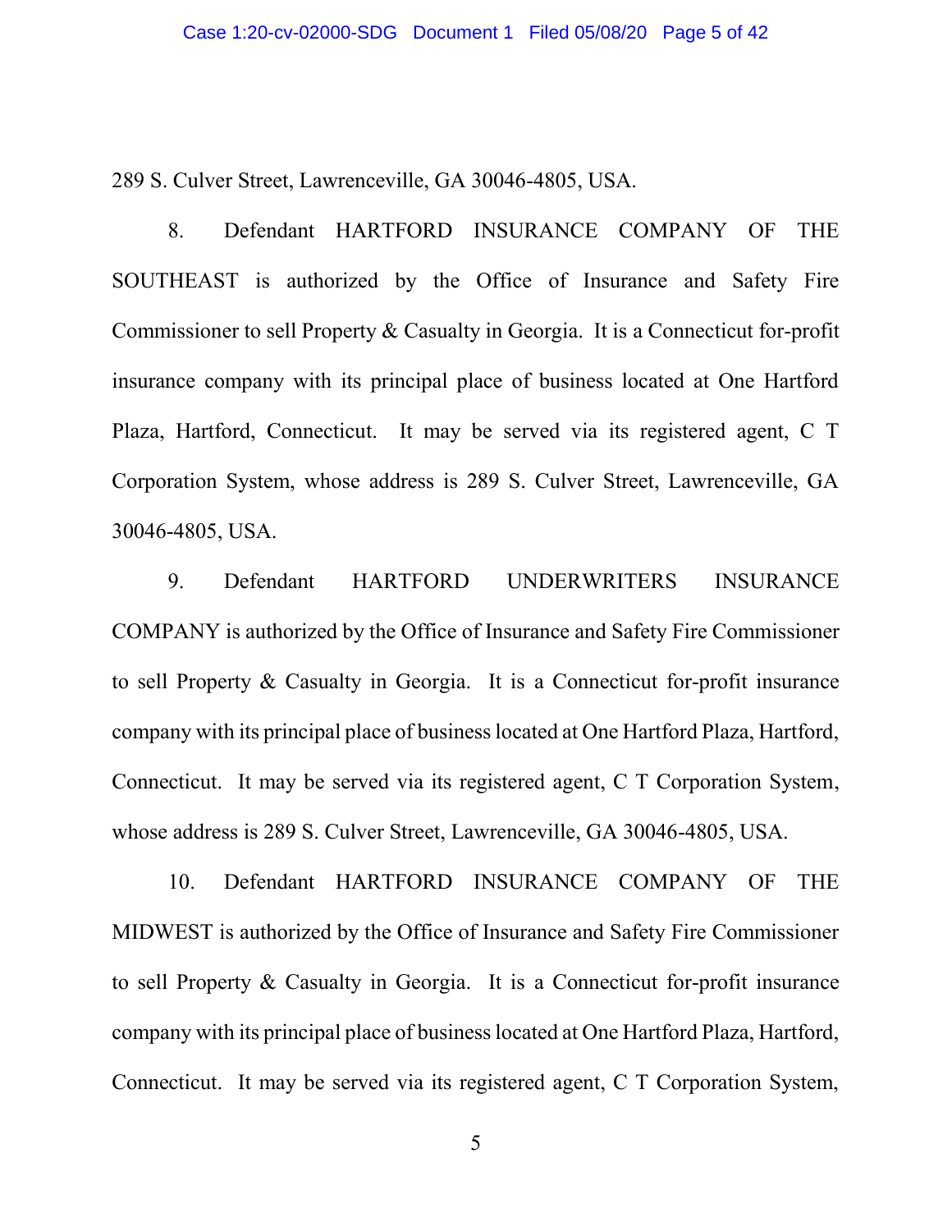289 S. Culver Street, Lawrenceville, GA 30046-4805, USA.

8. Defendant HARTFORD INSURANCE COMPANY OF THE SOUTHEAST is authorized by the Office of Insurance and Safety Fire Commissioner to sell Property & Casualty in Georgia. It is a Connecticut for-profit insurance company with its principal place of business located at One Hartford Plaza, Hartford, Connecticut. It may be served via its registered agent, C T Corporation System, whose address is 289 S. Culver Street, Lawrenceville, GA 30046-4805, USA.

9. Defendant HARTFORD UNDERWRITERS INSURANCE COMPANY is authorized by the Office of Insurance and Safety Fire Commissioner to sell Property & Casualty in Georgia. It is a Connecticut for-profit insurance company with its principal place of business located at One Hartford Plaza, Hartford, Connecticut. It may be served via its registered agent, C T Corporation System, whose address is 289 S. Culver Street, Lawrenceville, GA 30046-4805, USA.

10. Defendant HARTFORD INSURANCE COMPANY OF THE MIDWEST is authorized by the Office of Insurance and Safety Fire Commissioner to sell Property & Casualty in Georgia. It is a Connecticut for-profit insurance company with its principal place of business located at One Hartford Plaza, Hartford, Connecticut. It may be served via its registered agent, C T Corporation System,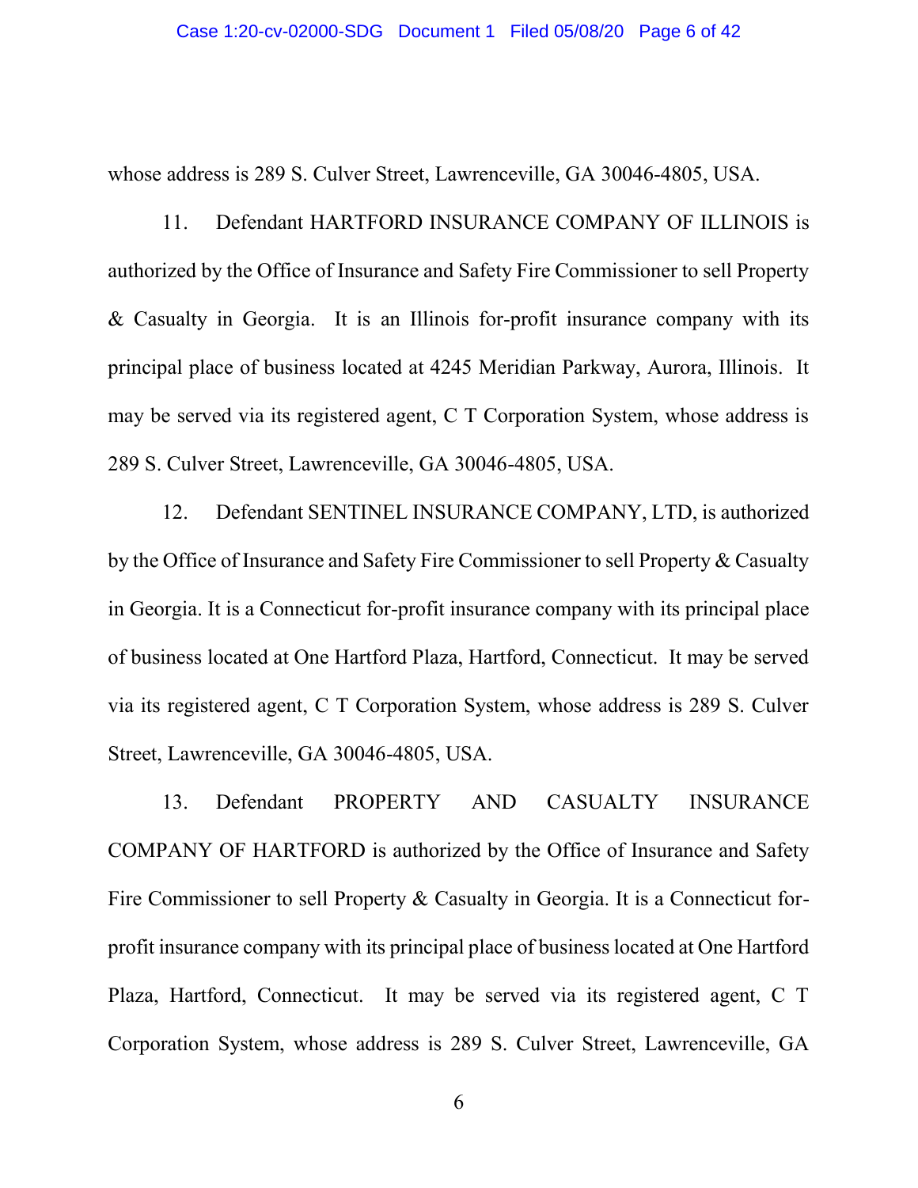whose address is 289 S. Culver Street, Lawrenceville, GA 30046-4805, USA.

11. Defendant HARTFORD INSURANCE COMPANY OF ILLINOIS is authorized by the Office of Insurance and Safety Fire Commissioner to sell Property & Casualty in Georgia. It is an Illinois for-profit insurance company with its principal place of business located at 4245 Meridian Parkway, Aurora, Illinois. It may be served via its registered agent, C T Corporation System, whose address is 289 S. Culver Street, Lawrenceville, GA 30046-4805, USA.

12. Defendant SENTINEL INSURANCE COMPANY, LTD, is authorized by the Office of Insurance and Safety Fire Commissioner to sell Property & Casualty in Georgia. It is a Connecticut for-profit insurance company with its principal place of business located at One Hartford Plaza, Hartford, Connecticut. It may be served via its registered agent, C T Corporation System, whose address is 289 S. Culver Street, Lawrenceville, GA 30046-4805, USA.

13. Defendant PROPERTY AND CASUALTY INSURANCE COMPANY OF HARTFORD is authorized by the Office of Insurance and Safety Fire Commissioner to sell Property & Casualty in Georgia. It is a Connecticut for-profit insurance company with its principal place of business located at One Hartford Plaza, Hartford, Connecticut. It may be served via its registered agent, C T Corporation System, whose address is 289 S. Culver Street, Lawrenceville, GA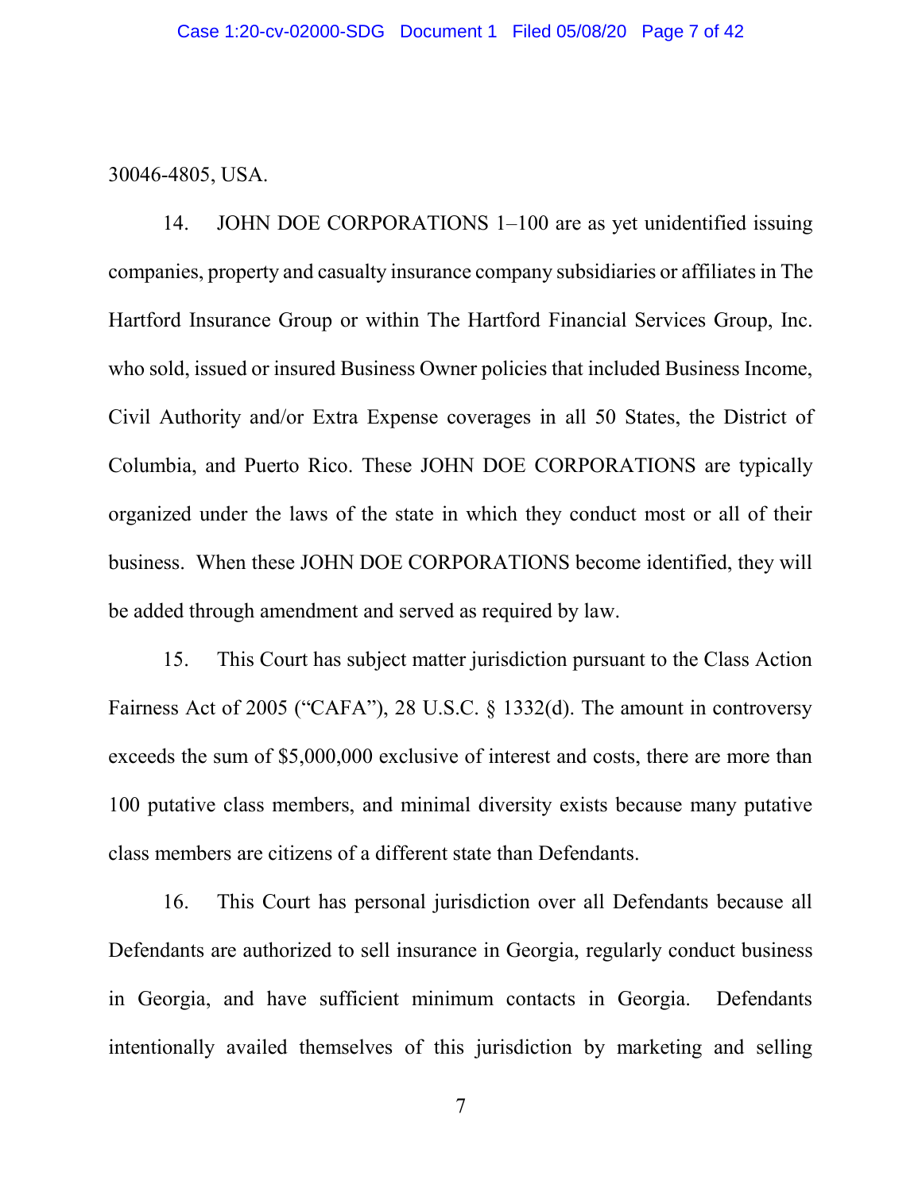30046-4805, USA.

14. JOHN DOE CORPORATIONS 1–100 are as yet unidentified issuing companies, property and casualty insurance company subsidiaries or affiliates in The Hartford Insurance Group or within The Hartford Financial Services Group, Inc. who sold, issued or insured Business Owner policies that included Business Income, Civil Authority and/or Extra Expense coverages in all 50 States, the District of Columbia, and Puerto Rico. These JOHN DOE CORPORATIONS are typically organized under the laws of the state in which they conduct most or all of their business. When these JOHN DOE CORPORATIONS become identified, they will be added through amendment and served as required by law.

15. This Court has subject matter jurisdiction pursuant to the Class Action Fairness Act of 2005 ("CAFA"), 28 U.S.C. § 1332(d). The amount in controversy exceeds the sum of $5,000,000 exclusive of interest and costs, there are more than 100 putative class members, and minimal diversity exists because many putative class members are citizens of a different state than Defendants.

16. This Court has personal jurisdiction over all Defendants because all Defendants are authorized to sell insurance in Georgia, regularly conduct business in Georgia, and have sufficient minimum contacts in Georgia. Defendants intentionally availed themselves of this jurisdiction by marketing and selling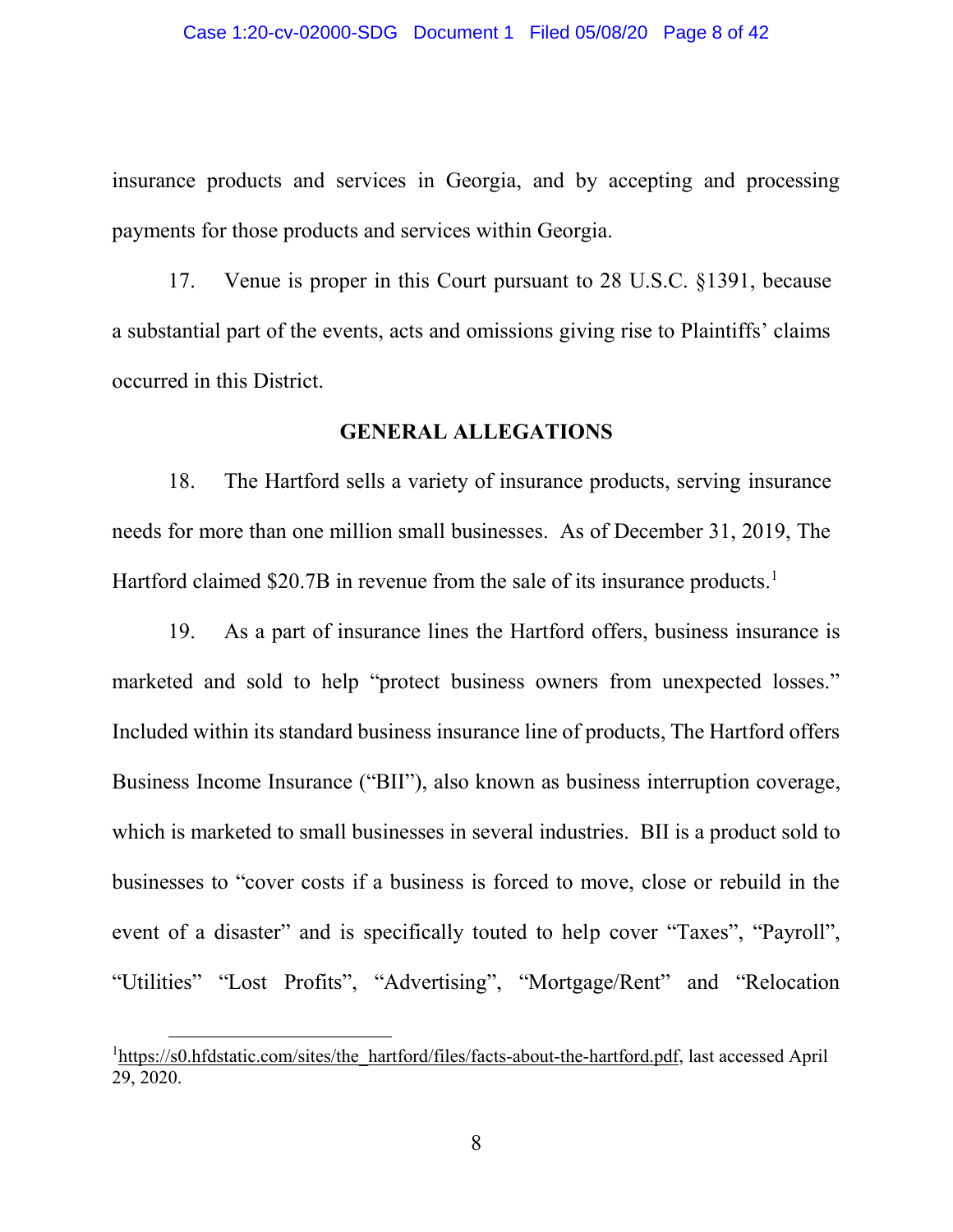insurance products and services in Georgia, and by accepting and processing payments for those products and services within Georgia.

17. Venue is proper in this Court pursuant to 28 U.S.C. §1391, because a substantial part of the events, acts and omissions giving rise to Plaintiffs' claims occurred in this District.

## GENERAL ALLEGATIONS

18. The Hartford sells a variety of insurance products, serving insurance needs for more than one million small businesses. As of December 31, 2019, The Hartford claimed $20.7B in revenue from the sale of its insurance products.[1]

19. As a part of insurance lines the Hartford offers, business insurance is marketed and sold to help "protect business owners from unexpected losses." Included within its standard business insurance line of products, The Hartford offers Business Income Insurance ("BII"), also known as business interruption coverage, which is marketed to small businesses in several industries. BII is a product sold to businesses to "cover costs if a business is forced to move, close or rebuild in the event of a disaster" and is specifically touted to help cover "Taxes", "Payroll", "Utilities" "Lost Profits", "Advertising", "Mortgage/Rent" and "Relocation

---

[1] https://s0.hfdstatic.com/sites/the_hartford/files/facts-about-the-hartford.pdf, last accessed April 29, 2020.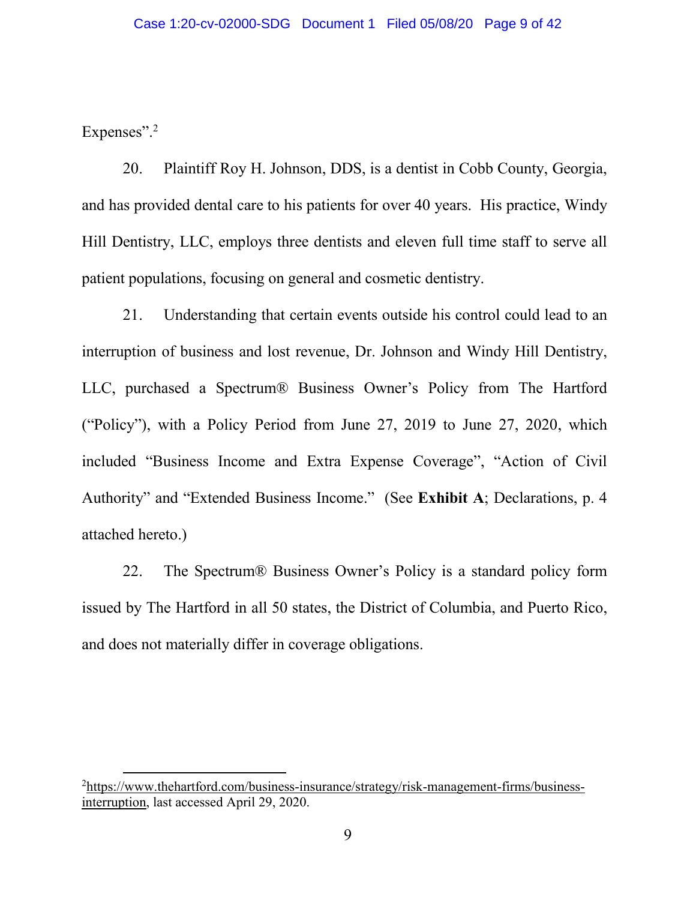Expenses".[2]

20. Plaintiff Roy H. Johnson, DDS, is a dentist in Cobb County, Georgia, and has provided dental care to his patients for over 40 years. His practice, Windy Hill Dentistry, LLC, employs three dentists and eleven full time staff to serve all patient populations, focusing on general and cosmetic dentistry.

21. Understanding that certain events outside his control could lead to an interruption of business and lost revenue, Dr. Johnson and Windy Hill Dentistry, LLC, purchased a Spectrum® Business Owner's Policy from The Hartford ("Policy"), with a Policy Period from June 27, 2019 to June 27, 2020, which included "Business Income and Extra Expense Coverage", "Action of Civil Authority" and "Extended Business Income." (See **Exhibit A**; Declarations, p. 4 attached hereto.)

22. The Spectrum® Business Owner's Policy is a standard policy form issued by The Hartford in all 50 states, the District of Columbia, and Puerto Rico, and does not materially differ in coverage obligations.

---

[2] https://www.thehartford.com/business-insurance/strategy/risk-management-firms/business-interruption, last accessed April 29, 2020.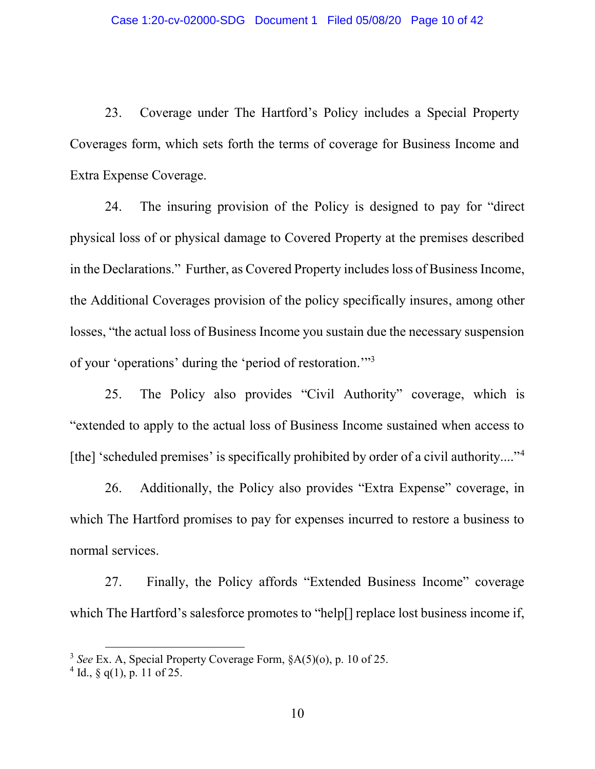23. Coverage under The Hartford's Policy includes a Special Property Coverages form, which sets forth the terms of coverage for Business Income and Extra Expense Coverage.

24. The insuring provision of the Policy is designed to pay for "direct physical loss of or physical damage to Covered Property at the premises described in the Declarations." Further, as Covered Property includes loss of Business Income, the Additional Coverages provision of the policy specifically insures, among other losses, "the actual loss of Business Income you sustain due the necessary suspension of your 'operations' during the 'period of restoration.'"[3]

25. The Policy also provides "Civil Authority" coverage, which is "extended to apply to the actual loss of Business Income sustained when access to [the] 'scheduled premises' is specifically prohibited by order of a civil authority...."[4]

26. Additionally, the Policy also provides "Extra Expense" coverage, in which The Hartford promises to pay for expenses incurred to restore a business to normal services.

27. Finally, the Policy affords "Extended Business Income" coverage which The Hartford's salesforce promotes to "help[] replace lost business income if,

---

[3] *See* Ex. A, Special Property Coverage Form, §A(5)(o), p. 10 of 25.

[4] Id., § q(1), p. 11 of 25.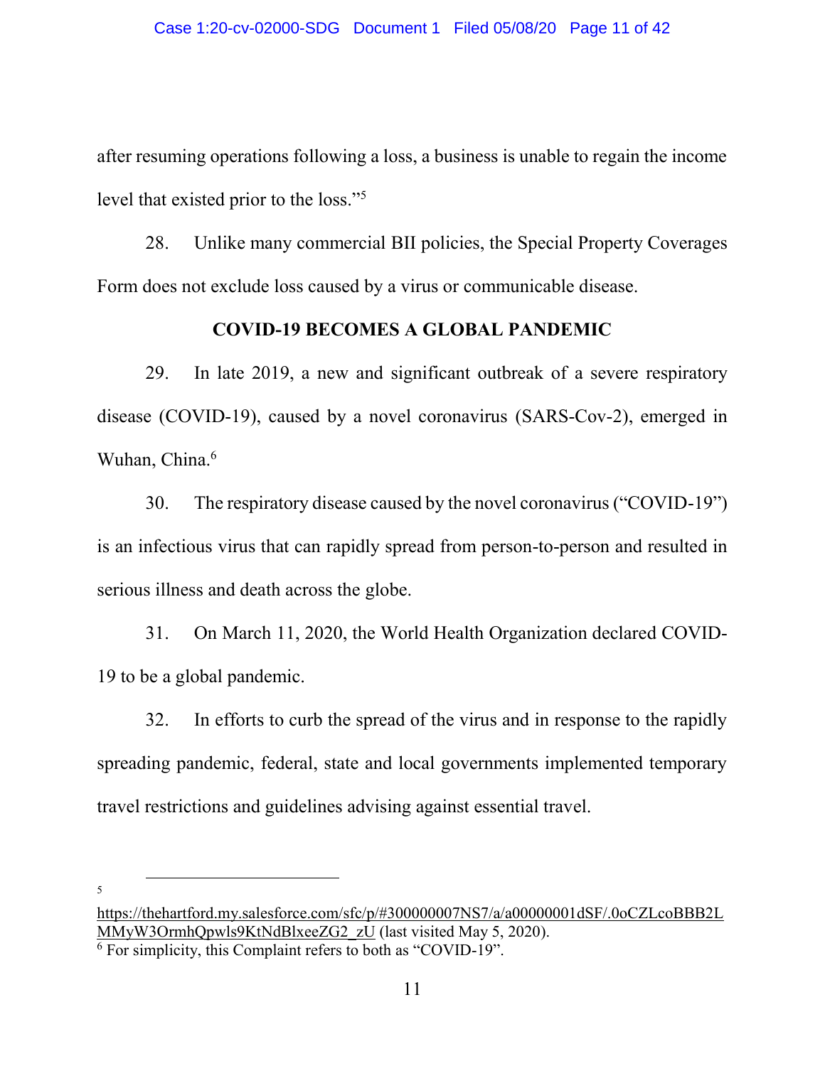after resuming operations following a loss, a business is unable to regain the income level that existed prior to the loss."[5]

28. Unlike many commercial BII policies, the Special Property Coverages Form does not exclude loss caused by a virus or communicable disease.

## COVID-19 BECOMES A GLOBAL PANDEMIC

29. In late 2019, a new and significant outbreak of a severe respiratory disease (COVID-19), caused by a novel coronavirus (SARS-Cov-2), emerged in Wuhan, China.[6]

30. The respiratory disease caused by the novel coronavirus ("COVID-19") is an infectious virus that can rapidly spread from person-to-person and resulted in serious illness and death across the globe.

31. On March 11, 2020, the World Health Organization declared COVID-19 to be a global pandemic.

32. In efforts to curb the spread of the virus and in response to the rapidly spreading pandemic, federal, state and local governments implemented temporary travel restrictions and guidelines advising against essential travel.

---

[5] https://thehartford.my.salesforce.com/sfc/p/#300000007NS7/a/a00000001dSF/.0oCZLcoBBB2LMMyW3OrmhQpwls9KtNdBlxeeZG2_zU (last visited May 5, 2020).

[6] For simplicity, this Complaint refers to both as "COVID-19".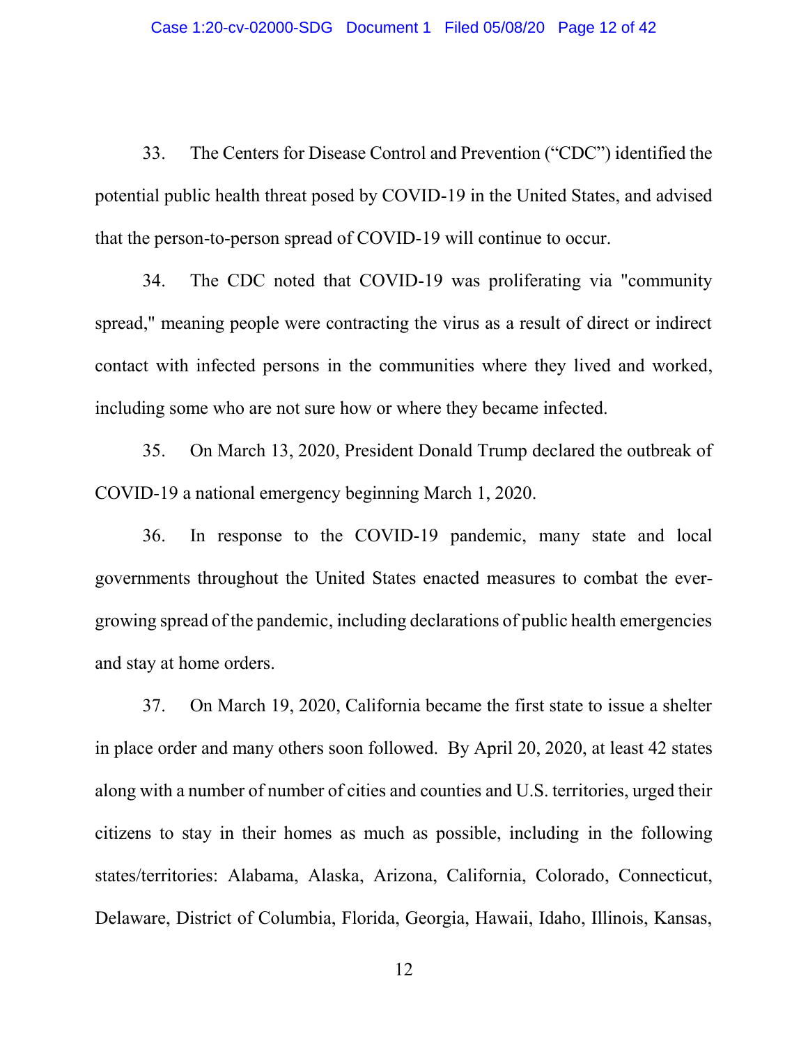33. The Centers for Disease Control and Prevention ("CDC") identified the potential public health threat posed by COVID-19 in the United States, and advised that the person-to-person spread of COVID-19 will continue to occur.

34. The CDC noted that COVID-19 was proliferating via "community spread," meaning people were contracting the virus as a result of direct or indirect contact with infected persons in the communities where they lived and worked, including some who are not sure how or where they became infected.

35. On March 13, 2020, President Donald Trump declared the outbreak of COVID-19 a national emergency beginning March 1, 2020.

36. In response to the COVID-19 pandemic, many state and local governments throughout the United States enacted measures to combat the ever-growing spread of the pandemic, including declarations of public health emergencies and stay at home orders.

37. On March 19, 2020, California became the first state to issue a shelter in place order and many others soon followed. By April 20, 2020, at least 42 states along with a number of number of cities and counties and U.S. territories, urged their citizens to stay in their homes as much as possible, including in the following states/territories: Alabama, Alaska, Arizona, California, Colorado, Connecticut, Delaware, District of Columbia, Florida, Georgia, Hawaii, Idaho, Illinois, Kansas,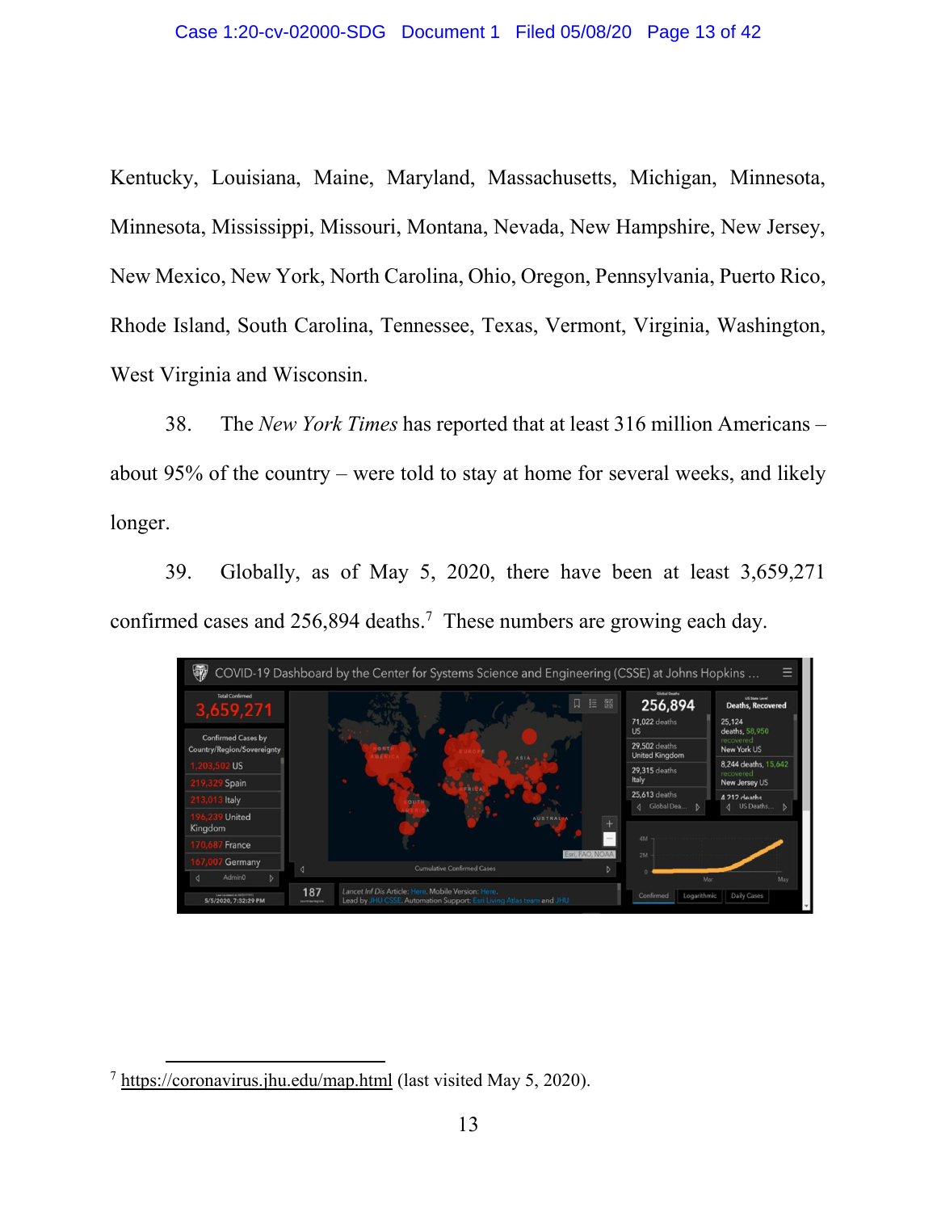Kentucky, Louisiana, Maine, Maryland, Massachusetts, Michigan, Minnesota, Minnesota, Mississippi, Missouri, Montana, Nevada, New Hampshire, New Jersey, New Mexico, New York, North Carolina, Ohio, Oregon, Pennsylvania, Puerto Rico, Rhode Island, South Carolina, Tennessee, Texas, Vermont, Virginia, Washington, West Virginia and Wisconsin.

38. The *New York Times* has reported that at least 316 million Americans – about 95% of the country – were told to stay at home for several weeks, and likely longer.

39. Globally, as of May 5, 2020, there have been at least 3,659,271 confirmed cases and 256,894 deaths.[7] These numbers are growing each day.

[7] https://coronavirus.jhu.edu/map.html (last visited May 5, 2020).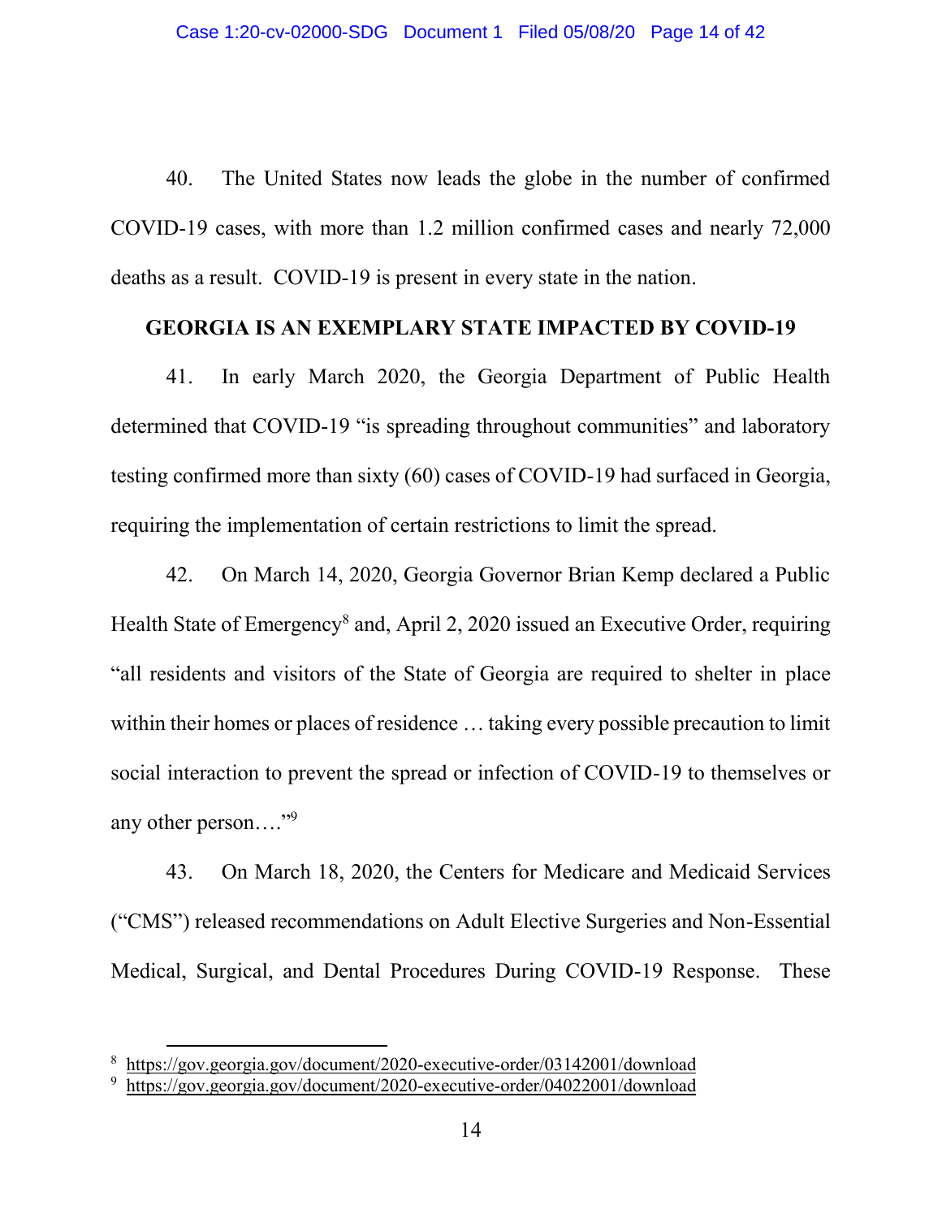40. The United States now leads the globe in the number of confirmed COVID-19 cases, with more than 1.2 million confirmed cases and nearly 72,000 deaths as a result. COVID-19 is present in every state in the nation.

## GEORGIA IS AN EXEMPLARY STATE IMPACTED BY COVID-19

41. In early March 2020, the Georgia Department of Public Health determined that COVID-19 "is spreading throughout communities" and laboratory testing confirmed more than sixty (60) cases of COVID-19 had surfaced in Georgia, requiring the implementation of certain restrictions to limit the spread.

42. On March 14, 2020, Georgia Governor Brian Kemp declared a Public Health State of Emergency[8] and, April 2, 2020 issued an Executive Order, requiring "all residents and visitors of the State of Georgia are required to shelter in place within their homes or places of residence … taking every possible precaution to limit social interaction to prevent the spread or infection of COVID-19 to themselves or any other person…."[9]

43. On March 18, 2020, the Centers for Medicare and Medicaid Services ("CMS") released recommendations on Adult Elective Surgeries and Non-Essential Medical, Surgical, and Dental Procedures During COVID-19 Response. These

---

[8] https://gov.georgia.gov/document/2020-executive-order/03142001/download

[9] https://gov.georgia.gov/document/2020-executive-order/04022001/download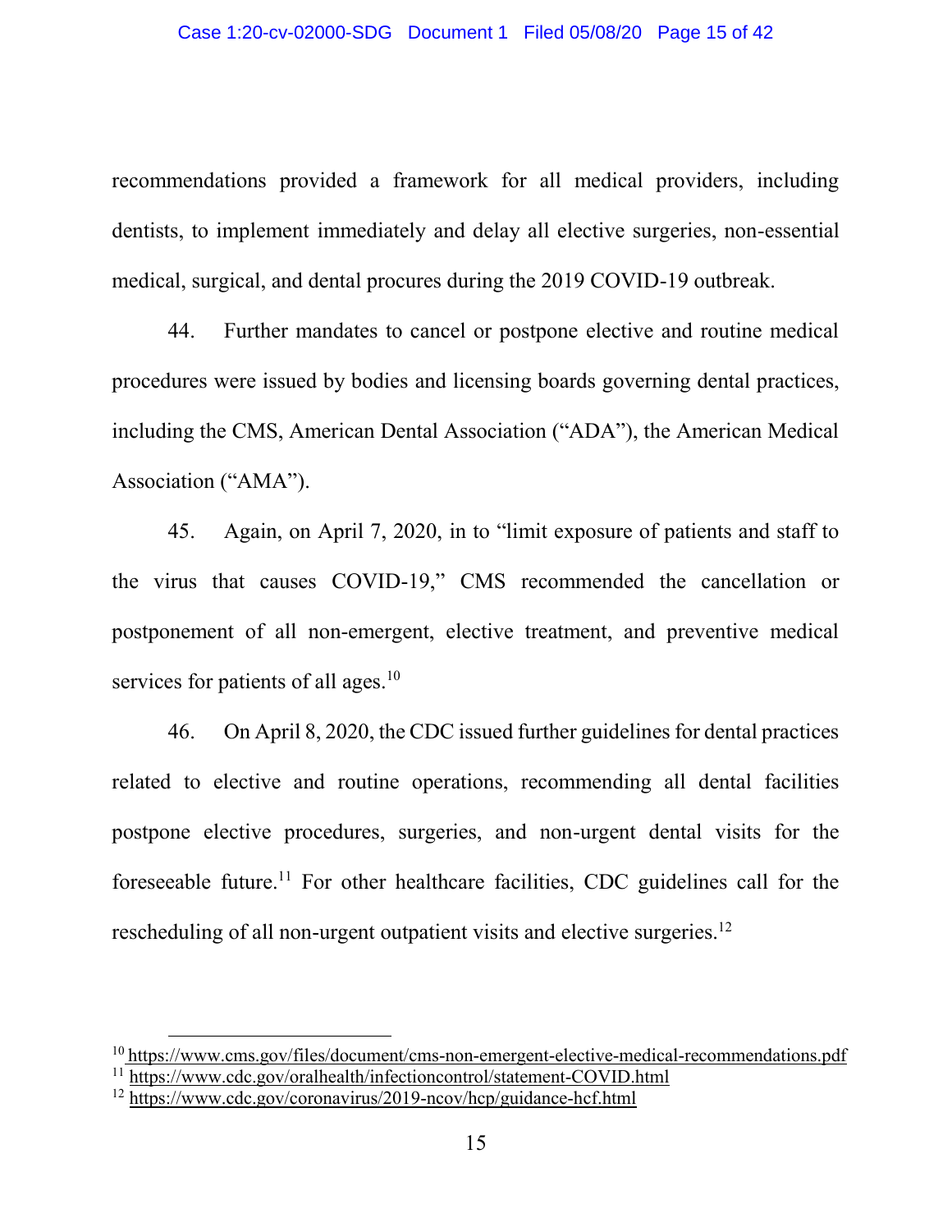recommendations provided a framework for all medical providers, including dentists, to implement immediately and delay all elective surgeries, non-essential medical, surgical, and dental procures during the 2019 COVID-19 outbreak.

44. Further mandates to cancel or postpone elective and routine medical procedures were issued by bodies and licensing boards governing dental practices, including the CMS, American Dental Association ("ADA"), the American Medical Association ("AMA").

45. Again, on April 7, 2020, in to "limit exposure of patients and staff to the virus that causes COVID-19," CMS recommended the cancellation or postponement of all non-emergent, elective treatment, and preventive medical services for patients of all ages.[10]

46. On April 8, 2020, the CDC issued further guidelines for dental practices related to elective and routine operations, recommending all dental facilities postpone elective procedures, surgeries, and non-urgent dental visits for the foreseeable future.[11] For other healthcare facilities, CDC guidelines call for the rescheduling of all non-urgent outpatient visits and elective surgeries.[12]

---

[10] https://www.cms.gov/files/document/cms-non-emergent-elective-medical-recommendations.pdf

[11] https://www.cdc.gov/oralhealth/infectioncontrol/statement-COVID.html

[12] https://www.cdc.gov/coronavirus/2019-ncov/hcp/guidance-hcf.html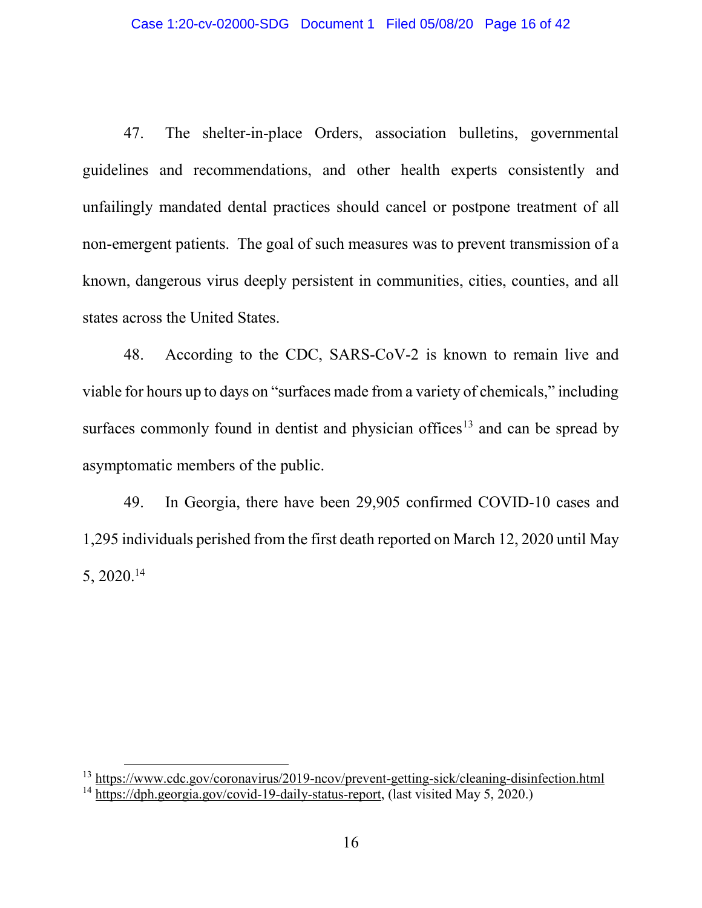47. The shelter-in-place Orders, association bulletins, governmental guidelines and recommendations, and other health experts consistently and unfailingly mandated dental practices should cancel or postpone treatment of all non-emergent patients. The goal of such measures was to prevent transmission of a known, dangerous virus deeply persistent in communities, cities, counties, and all states across the United States.

48. According to the CDC, SARS-CoV-2 is known to remain live and viable for hours up to days on "surfaces made from a variety of chemicals," including surfaces commonly found in dentist and physician offices[13] and can be spread by asymptomatic members of the public.

49. In Georgia, there have been 29,905 confirmed COVID-10 cases and 1,295 individuals perished from the first death reported on March 12, 2020 until May 5, 2020.[14]

---

[13] https://www.cdc.gov/coronavirus/2019-ncov/prevent-getting-sick/cleaning-disinfection.html

[14] https://dph.georgia.gov/covid-19-daily-status-report, (last visited May 5, 2020.)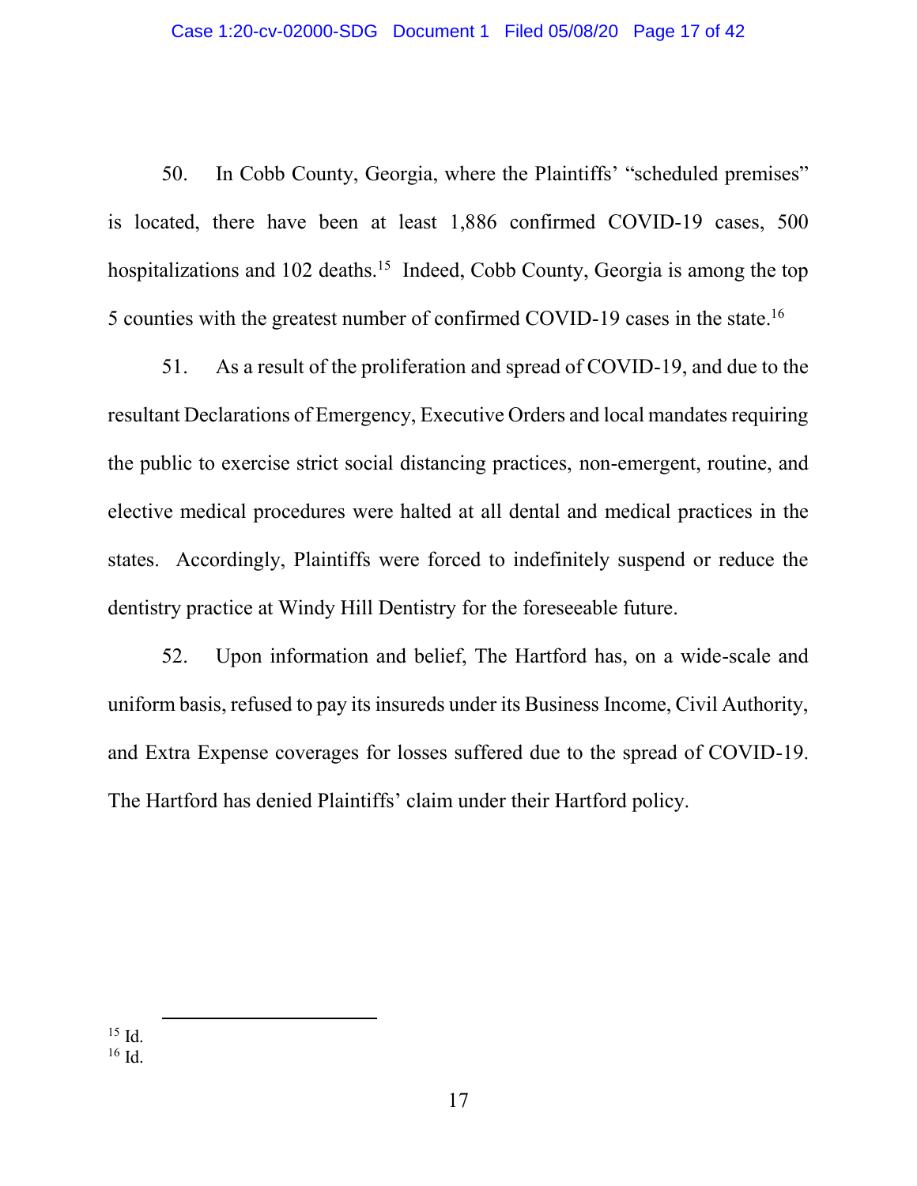50. In Cobb County, Georgia, where the Plaintiffs' "scheduled premises" is located, there have been at least 1,886 confirmed COVID-19 cases, 500 hospitalizations and 102 deaths.[15] Indeed, Cobb County, Georgia is among the top 5 counties with the greatest number of confirmed COVID-19 cases in the state.[16]

51. As a result of the proliferation and spread of COVID-19, and due to the resultant Declarations of Emergency, Executive Orders and local mandates requiring the public to exercise strict social distancing practices, non-emergent, routine, and elective medical procedures were halted at all dental and medical practices in the states. Accordingly, Plaintiffs were forced to indefinitely suspend or reduce the dentistry practice at Windy Hill Dentistry for the foreseeable future.

52. Upon information and belief, The Hartford has, on a wide-scale and uniform basis, refused to pay its insureds under its Business Income, Civil Authority, and Extra Expense coverages for losses suffered due to the spread of COVID-19. The Hartford has denied Plaintiffs' claim under their Hartford policy.

---

[15] Id.

[16] Id.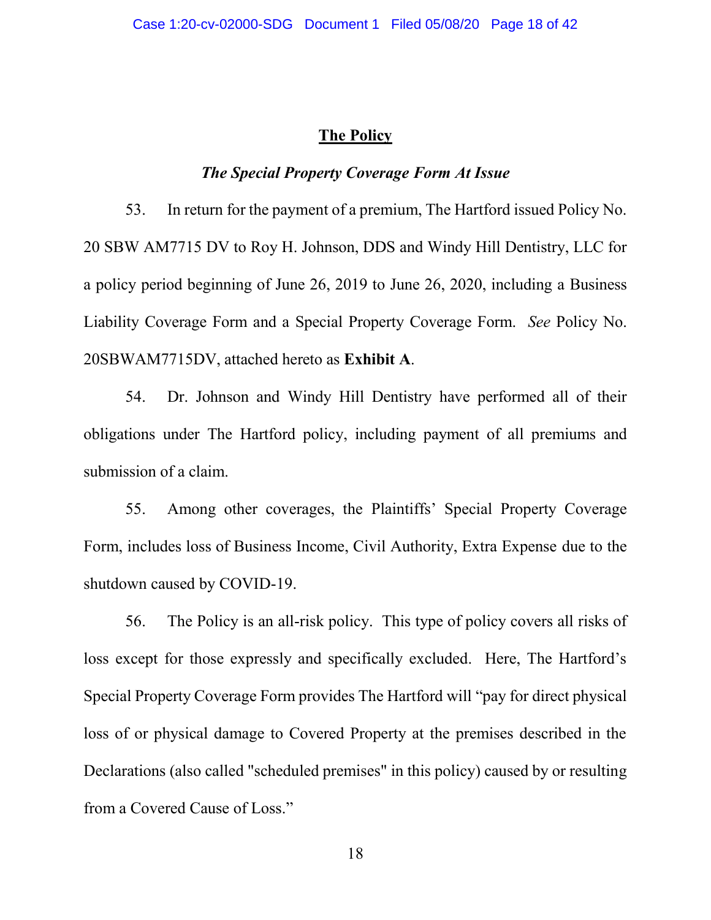## The Policy

### *The Special Property Coverage Form At Issue*

53. In return for the payment of a premium, The Hartford issued Policy No. 20 SBW AM7715 DV to Roy H. Johnson, DDS and Windy Hill Dentistry, LLC for a policy period beginning of June 26, 2019 to June 26, 2020, including a Business Liability Coverage Form and a Special Property Coverage Form. *See* Policy No. 20SBWAM7715DV, attached hereto as **Exhibit A**.

54. Dr. Johnson and Windy Hill Dentistry have performed all of their obligations under The Hartford policy, including payment of all premiums and submission of a claim.

55. Among other coverages, the Plaintiffs' Special Property Coverage Form, includes loss of Business Income, Civil Authority, Extra Expense due to the shutdown caused by COVID-19.

56. The Policy is an all-risk policy. This type of policy covers all risks of loss except for those expressly and specifically excluded. Here, The Hartford's Special Property Coverage Form provides The Hartford will "pay for direct physical loss of or physical damage to Covered Property at the premises described in the Declarations (also called "scheduled premises" in this policy) caused by or resulting from a Covered Cause of Loss."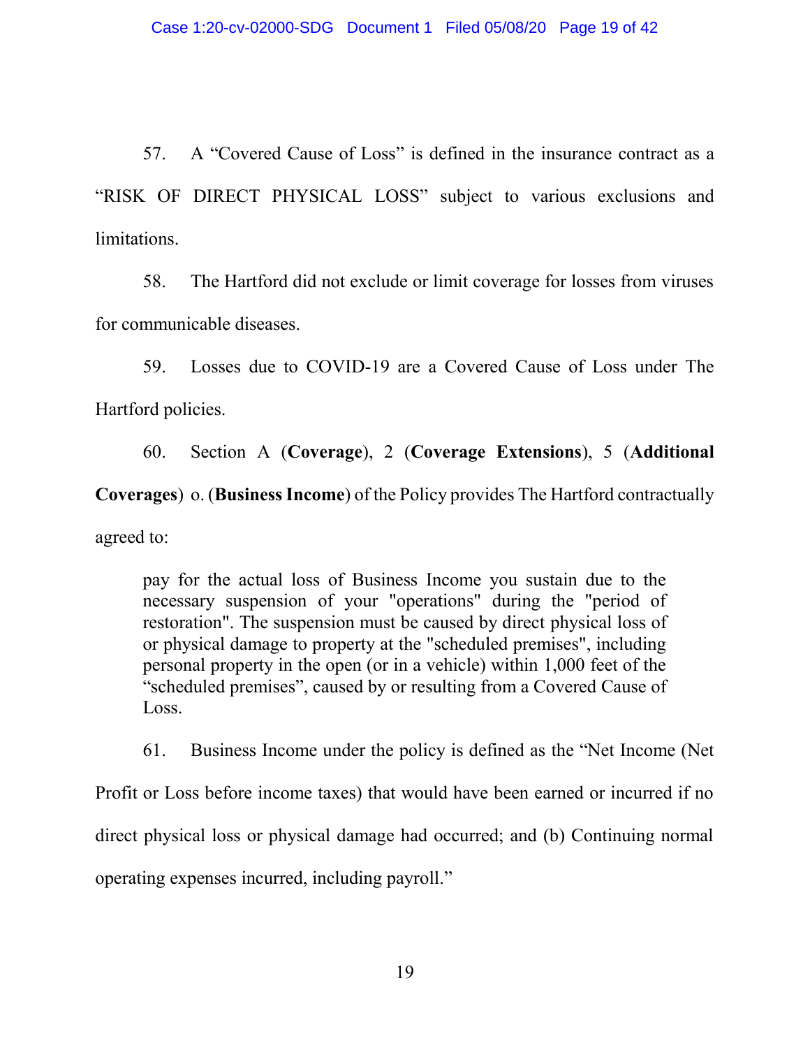57. A “Covered Cause of Loss” is defined in the insurance contract as a “RISK OF DIRECT PHYSICAL LOSS” subject to various exclusions and limitations.

58. The Hartford did not exclude or limit coverage for losses from viruses for communicable diseases.

59. Losses due to COVID-19 are a Covered Cause of Loss under The Hartford policies.

60. Section A (**Coverage**), 2 (**Coverage Extensions**), 5 (**Additional Coverages**) o. (**Business Income**) of the Policy provides The Hartford contractually agreed to:

> pay for the actual loss of Business Income you sustain due to the necessary suspension of your "operations" during the "period of restoration". The suspension must be caused by direct physical loss of or physical damage to property at the "scheduled premises", including personal property in the open (or in a vehicle) within 1,000 feet of the “scheduled premises”, caused by or resulting from a Covered Cause of Loss.

61. Business Income under the policy is defined as the “Net Income (Net Profit or Loss before income taxes) that would have been earned or incurred if no direct physical loss or physical damage had occurred; and (b) Continuing normal operating expenses incurred, including payroll.”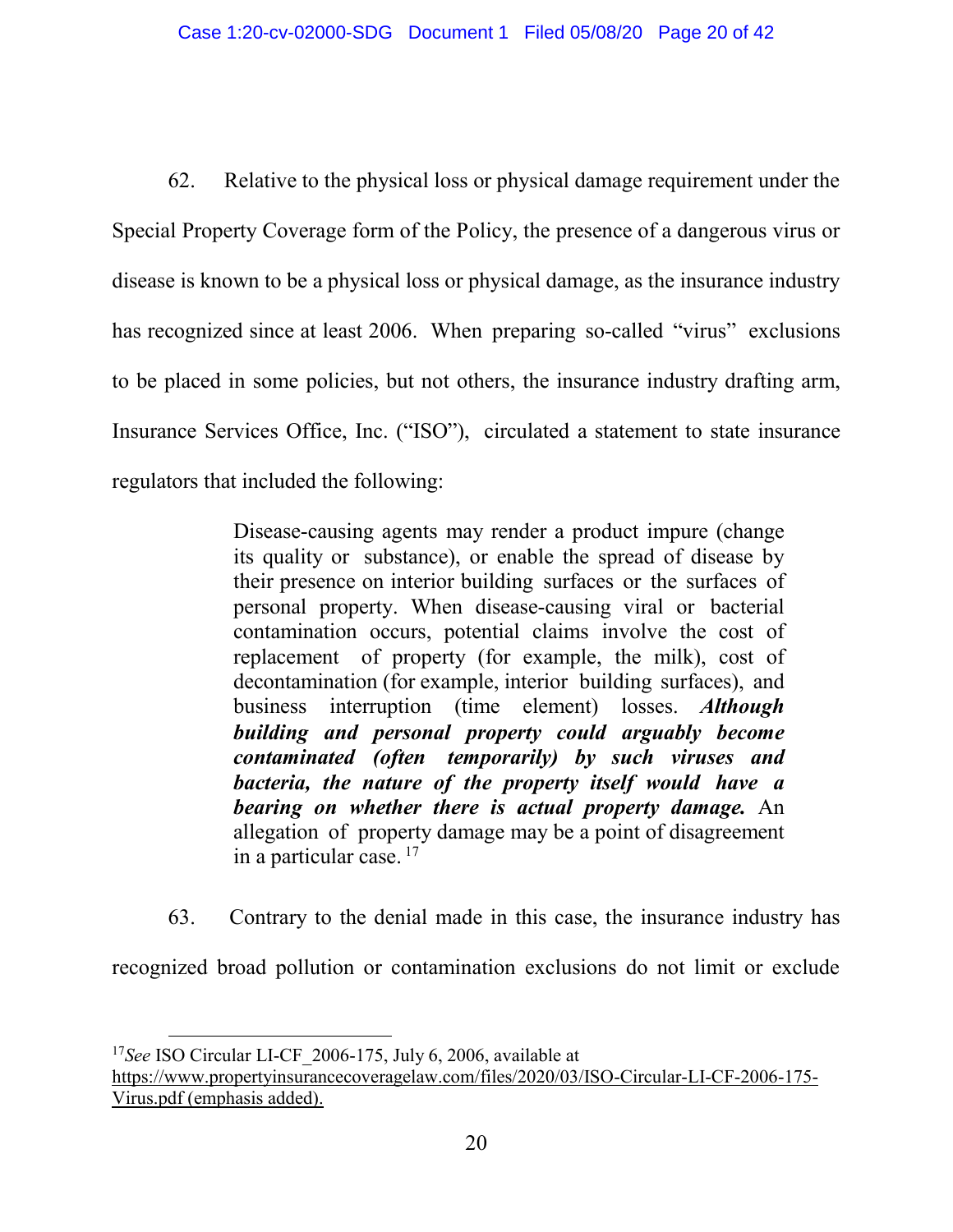62. Relative to the physical loss or physical damage requirement under the Special Property Coverage form of the Policy, the presence of a dangerous virus or disease is known to be a physical loss or physical damage, as the insurance industry has recognized since at least 2006. When preparing so-called "virus" exclusions to be placed in some policies, but not others, the insurance industry drafting arm, Insurance Services Office, Inc. ("ISO"), circulated a statement to state insurance regulators that included the following:

> Disease-causing agents may render a product impure (change its quality or substance), or enable the spread of disease by their presence on interior building surfaces or the surfaces of personal property. When disease-causing viral or bacterial contamination occurs, potential claims involve the cost of replacement of property (for example, the milk), cost of decontamination (for example, interior building surfaces), and business interruption (time element) losses. ***Although building and personal property could arguably become contaminated (often temporarily) by such viruses and bacteria, the nature of the property itself would have a bearing on whether there is actual property damage.*** An allegation of property damage may be a point of disagreement in a particular case.[17]

63. Contrary to the denial made in this case, the insurance industry has recognized broad pollution or contamination exclusions do not limit or exclude

[17] *See* ISO Circular LI-CF_2006-175, July 6, 2006, available at https://www.propertyinsurancecoveragelaw.com/files/2020/03/ISO-Circular-LI-CF-2006-175-Virus.pdf (emphasis added).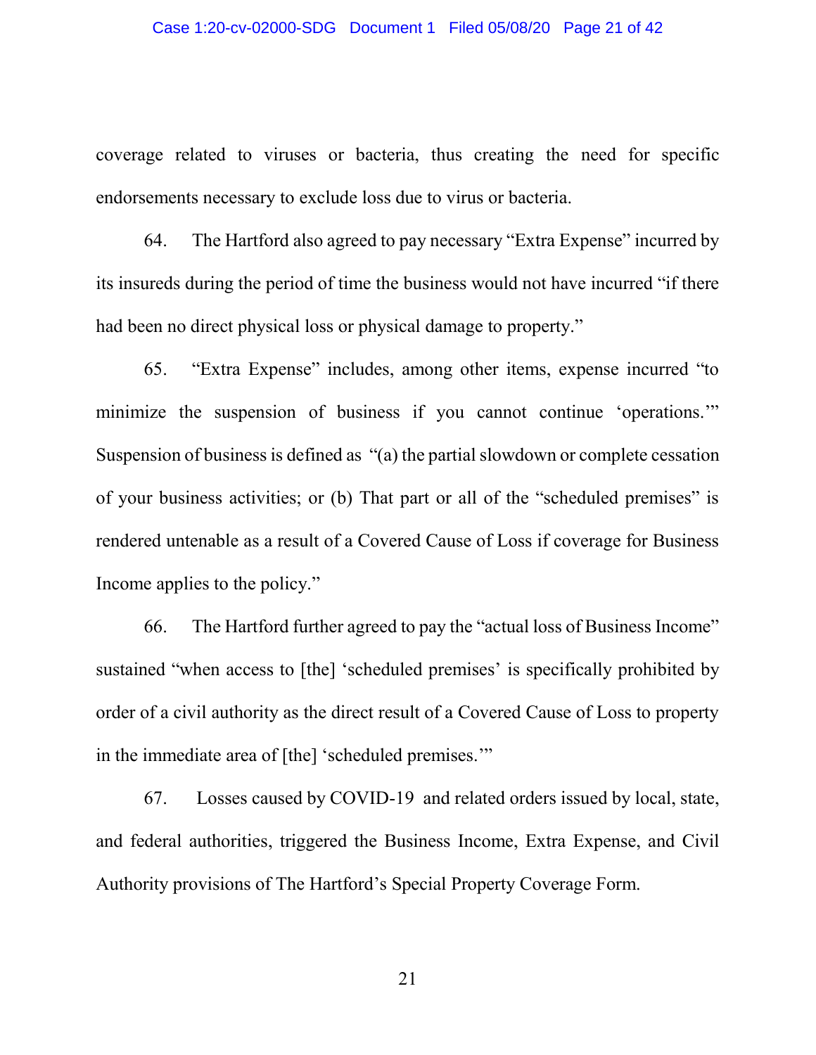coverage related to viruses or bacteria, thus creating the need for specific endorsements necessary to exclude loss due to virus or bacteria.

64. The Hartford also agreed to pay necessary "Extra Expense" incurred by its insureds during the period of time the business would not have incurred "if there had been no direct physical loss or physical damage to property."

65. "Extra Expense" includes, among other items, expense incurred "to minimize the suspension of business if you cannot continue 'operations.'" Suspension of business is defined as "(a) the partial slowdown or complete cessation of your business activities; or (b) That part or all of the "scheduled premises" is rendered untenable as a result of a Covered Cause of Loss if coverage for Business Income applies to the policy."

66. The Hartford further agreed to pay the "actual loss of Business Income" sustained "when access to [the] 'scheduled premises' is specifically prohibited by order of a civil authority as the direct result of a Covered Cause of Loss to property in the immediate area of [the] 'scheduled premises.'"

67. Losses caused by COVID-19 and related orders issued by local, state, and federal authorities, triggered the Business Income, Extra Expense, and Civil Authority provisions of The Hartford's Special Property Coverage Form.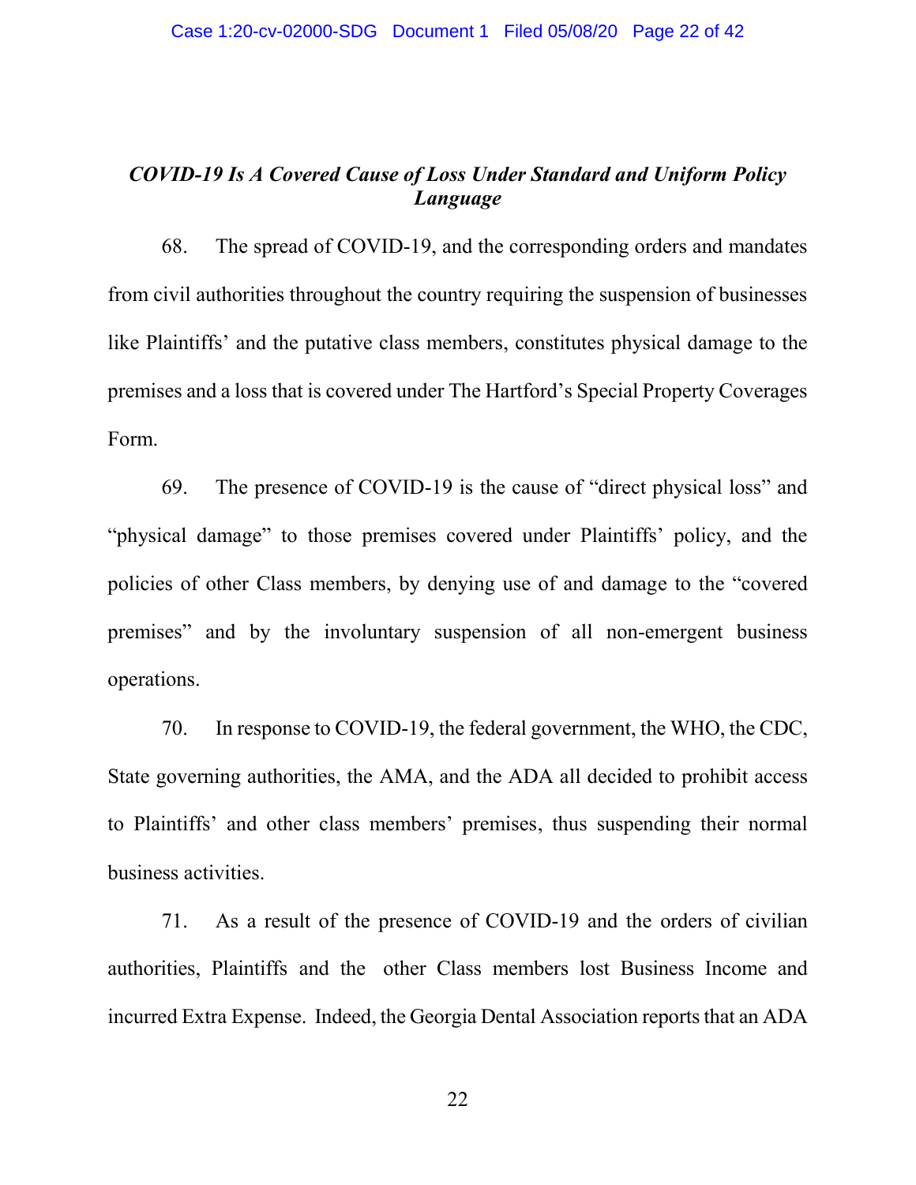### *COVID-19 Is A Covered Cause of Loss Under Standard and Uniform Policy Language*

68. The spread of COVID-19, and the corresponding orders and mandates from civil authorities throughout the country requiring the suspension of businesses like Plaintiffs' and the putative class members, constitutes physical damage to the premises and a loss that is covered under The Hartford's Special Property Coverages Form.

69. The presence of COVID-19 is the cause of "direct physical loss" and "physical damage" to those premises covered under Plaintiffs' policy, and the policies of other Class members, by denying use of and damage to the "covered premises" and by the involuntary suspension of all non-emergent business operations.

70. In response to COVID-19, the federal government, the WHO, the CDC, State governing authorities, the AMA, and the ADA all decided to prohibit access to Plaintiffs' and other class members' premises, thus suspending their normal business activities.

71. As a result of the presence of COVID-19 and the orders of civilian authorities, Plaintiffs and the other Class members lost Business Income and incurred Extra Expense. Indeed, the Georgia Dental Association reports that an ADA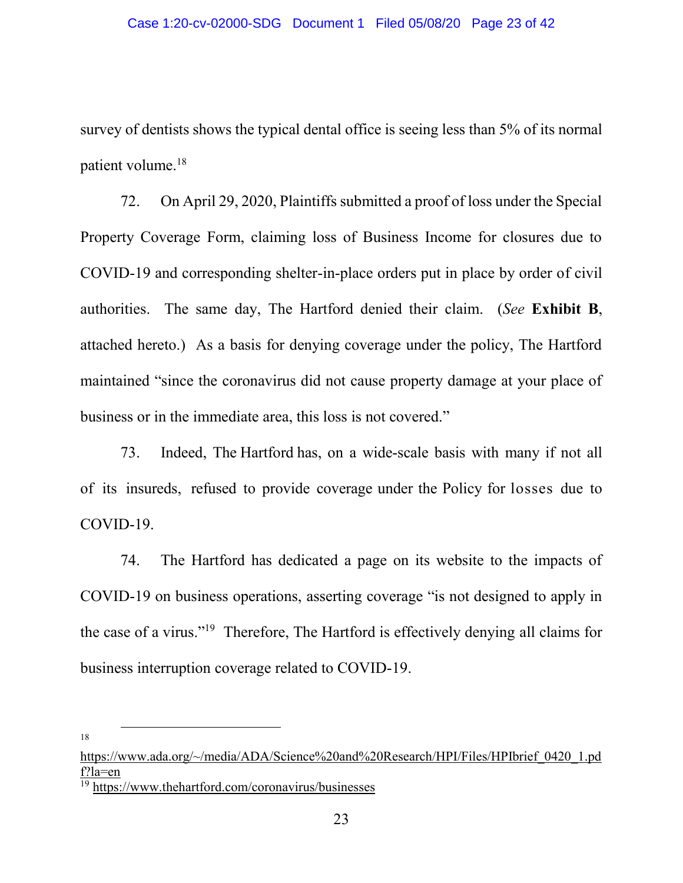survey of dentists shows the typical dental office is seeing less than 5% of its normal patient volume.[18]

72. On April 29, 2020, Plaintiffs submitted a proof of loss under the Special Property Coverage Form, claiming loss of Business Income for closures due to COVID-19 and corresponding shelter-in-place orders put in place by order of civil authorities. The same day, The Hartford denied their claim. (*See* **Exhibit B**, attached hereto.) As a basis for denying coverage under the policy, The Hartford maintained "since the coronavirus did not cause property damage at your place of business or in the immediate area, this loss is not covered."

73. Indeed, The Hartford has, on a wide-scale basis with many if not all of its insureds, refused to provide coverage under the Policy for losses due to COVID-19.

74. The Hartford has dedicated a page on its website to the impacts of COVID-19 on business operations, asserting coverage "is not designed to apply in the case of a virus."[19] Therefore, The Hartford is effectively denying all claims for business interruption coverage related to COVID-19.

---

[18] https://www.ada.org/~/media/ADA/Science%20and%20Research/HPI/Files/HPIbrief_0420_1.pdf?la=en

[19] https://www.thehartford.com/coronavirus/businesses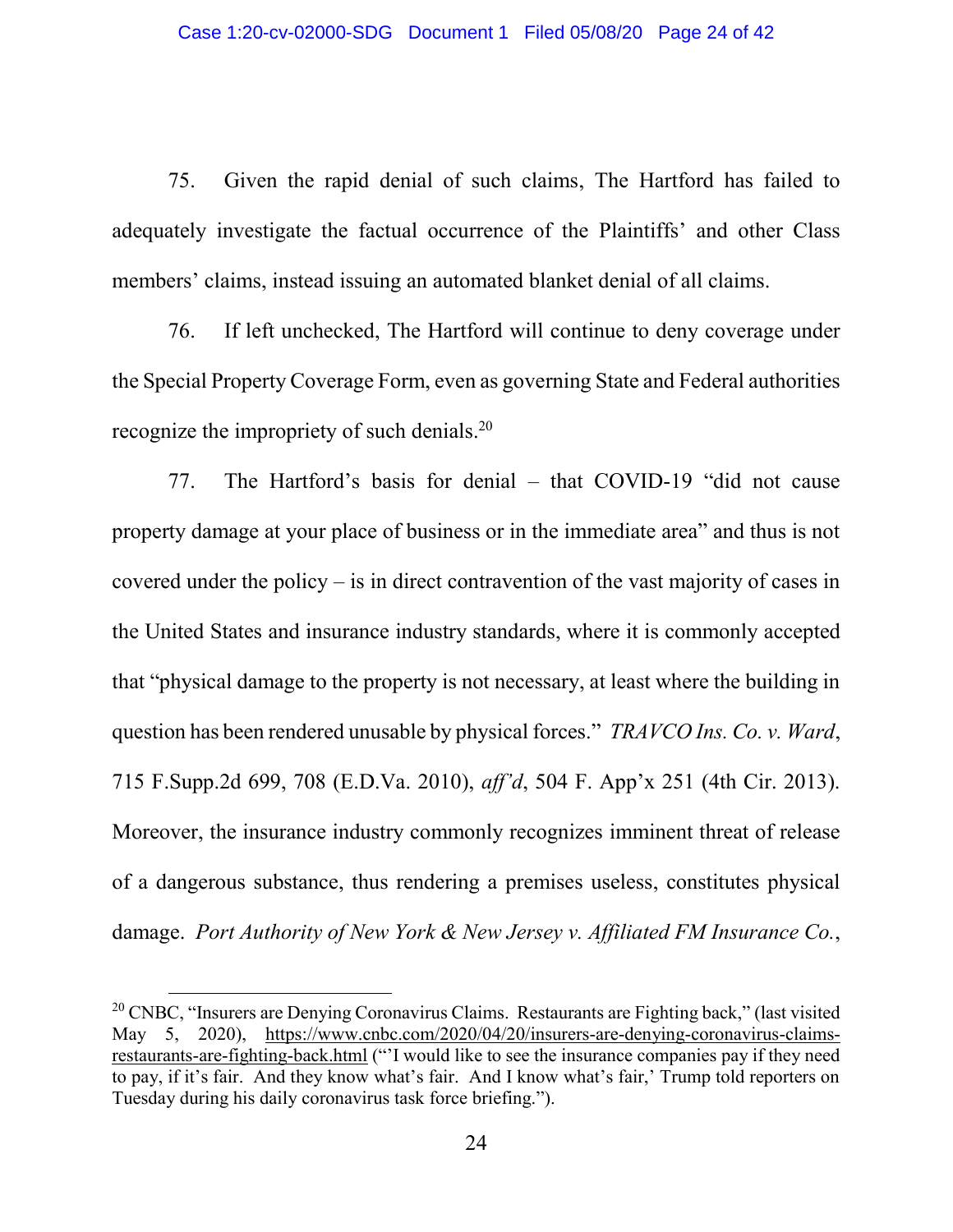75. Given the rapid denial of such claims, The Hartford has failed to adequately investigate the factual occurrence of the Plaintiffs' and other Class members' claims, instead issuing an automated blanket denial of all claims.

76. If left unchecked, The Hartford will continue to deny coverage under the Special Property Coverage Form, even as governing State and Federal authorities recognize the impropriety of such denials.[20]

77. The Hartford's basis for denial – that COVID-19 "did not cause property damage at your place of business or in the immediate area" and thus is not covered under the policy – is in direct contravention of the vast majority of cases in the United States and insurance industry standards, where it is commonly accepted that "physical damage to the property is not necessary, at least where the building in question has been rendered unusable by physical forces." *TRAVCO Ins. Co. v. Ward*, 715 F.Supp.2d 699, 708 (E.D.Va. 2010), *aff'd*, 504 F. App'x 251 (4th Cir. 2013). Moreover, the insurance industry commonly recognizes imminent threat of release of a dangerous substance, thus rendering a premises useless, constitutes physical damage. *Port Authority of New York & New Jersey v. Affiliated FM Insurance Co.*,

[20] CNBC, "Insurers are Denying Coronavirus Claims. Restaurants are Fighting back," (last visited May 5, 2020), https://www.cnbc.com/2020/04/20/insurers-are-denying-coronavirus-claims-restaurants-are-fighting-back.html ("'I would like to see the insurance companies pay if they need to pay, if it's fair. And they know what's fair. And I know what's fair,' Trump told reporters on Tuesday during his daily coronavirus task force briefing.").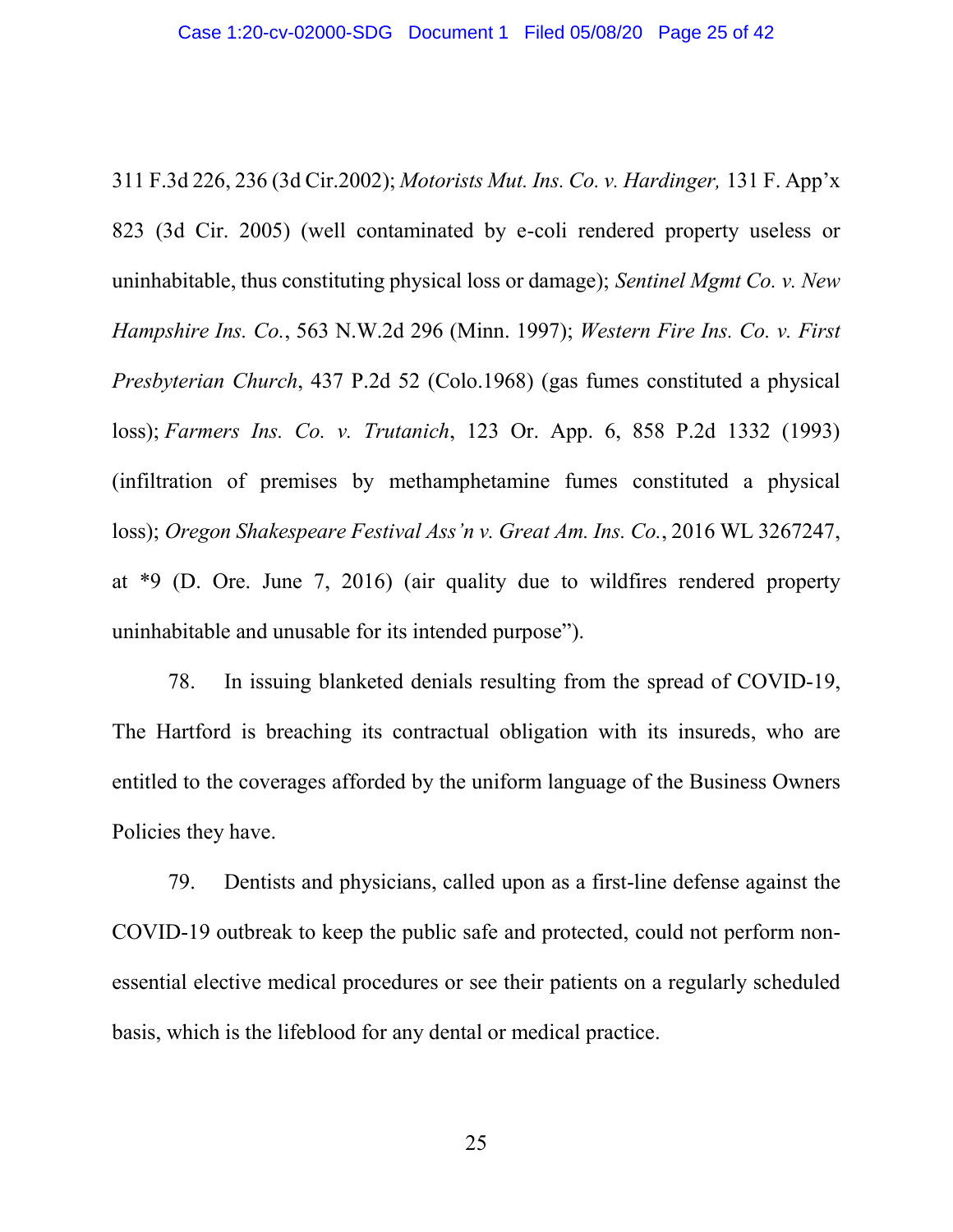311 F.3d 226, 236 (3d Cir.2002); *Motorists Mut. Ins. Co. v. Hardinger,* 131 F. App'x 823 (3d Cir. 2005) (well contaminated by e-coli rendered property useless or uninhabitable, thus constituting physical loss or damage); *Sentinel Mgmt Co. v. New Hampshire Ins. Co.*, 563 N.W.2d 296 (Minn. 1997); *Western Fire Ins. Co. v. First Presbyterian Church*, 437 P.2d 52 (Colo.1968) (gas fumes constituted a physical loss); *Farmers Ins. Co. v. Trutanich*, 123 Or. App. 6, 858 P.2d 1332 (1993) (infiltration of premises by methamphetamine fumes constituted a physical loss); *Oregon Shakespeare Festival Ass'n v. Great Am. Ins. Co.*, 2016 WL 3267247, at *9 (D. Ore. June 7, 2016) (air quality due to wildfires rendered property uninhabitable and unusable for its intended purpose").

78. In issuing blanketed denials resulting from the spread of COVID-19, The Hartford is breaching its contractual obligation with its insureds, who are entitled to the coverages afforded by the uniform language of the Business Owners Policies they have.

79. Dentists and physicians, called upon as a first-line defense against the COVID-19 outbreak to keep the public safe and protected, could not perform non-essential elective medical procedures or see their patients on a regularly scheduled basis, which is the lifeblood for any dental or medical practice.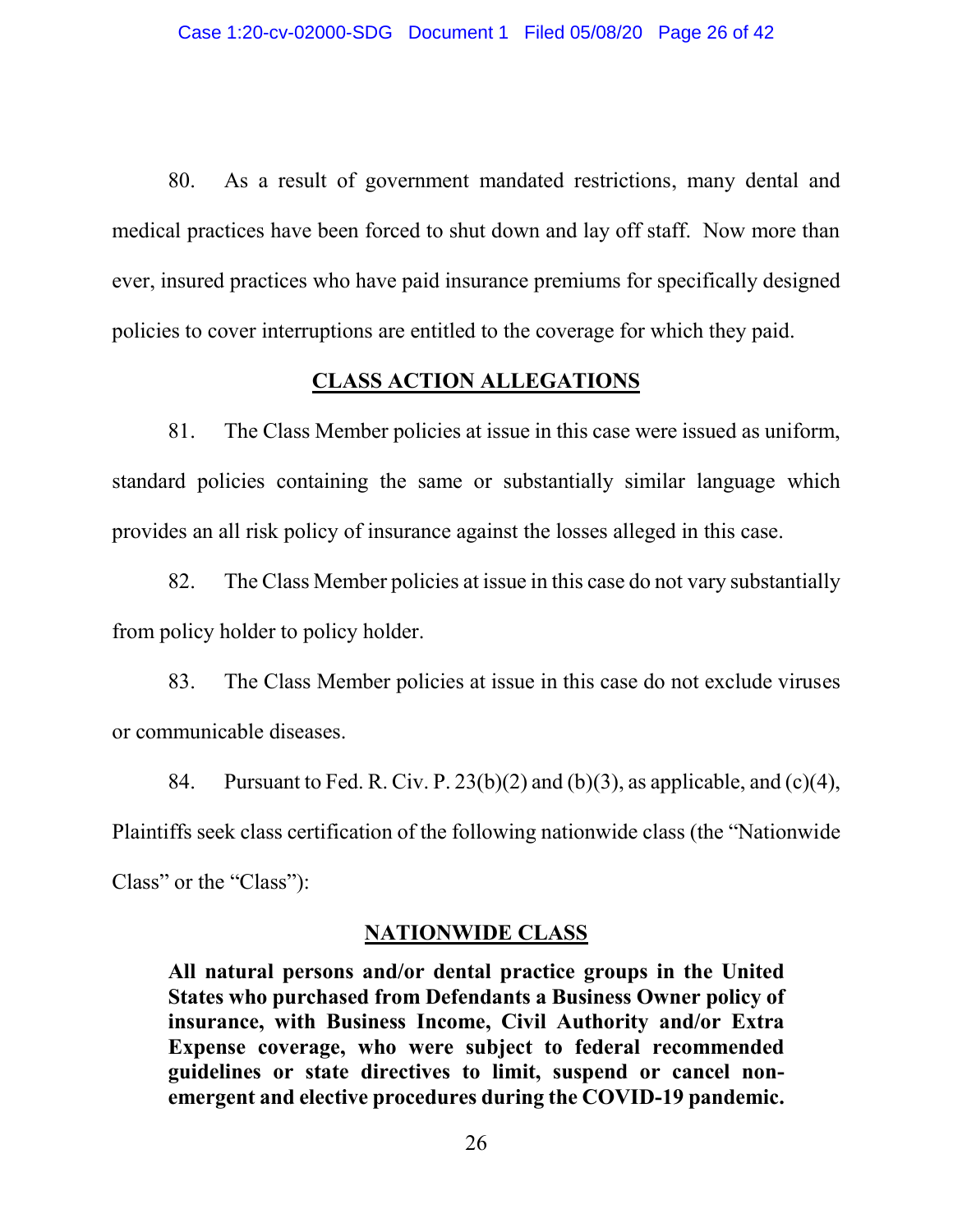80. As a result of government mandated restrictions, many dental and medical practices have been forced to shut down and lay off staff. Now more than ever, insured practices who have paid insurance premiums for specifically designed policies to cover interruptions are entitled to the coverage for which they paid.

## CLASS ACTION ALLEGATIONS

81. The Class Member policies at issue in this case were issued as uniform, standard policies containing the same or substantially similar language which provides an all risk policy of insurance against the losses alleged in this case.

82. The Class Member policies at issue in this case do not vary substantially from policy holder to policy holder.

83. The Class Member policies at issue in this case do not exclude viruses or communicable diseases.

84. Pursuant to Fed. R. Civ. P. 23(b)(2) and (b)(3), as applicable, and (c)(4), Plaintiffs seek class certification of the following nationwide class (the "Nationwide Class" or the "Class"):

### NATIONWIDE CLASS

> **All natural persons and/or dental practice groups in the United States who purchased from Defendants a Business Owner policy of insurance, with Business Income, Civil Authority and/or Extra Expense coverage, who were subject to federal recommended guidelines or state directives to limit, suspend or cancel non-emergent and elective procedures during the COVID-19 pandemic.**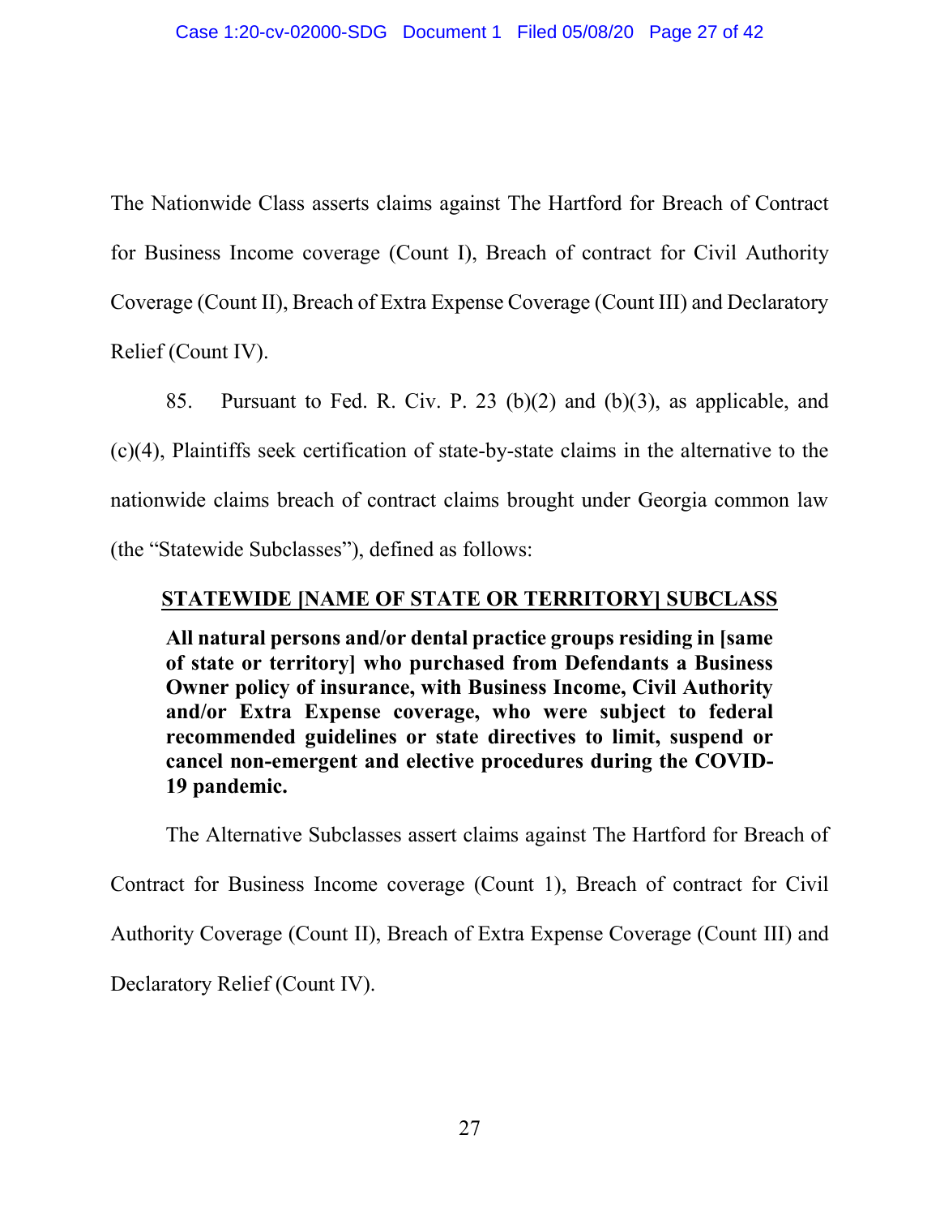The Nationwide Class asserts claims against The Hartford for Breach of Contract for Business Income coverage (Count I), Breach of contract for Civil Authority Coverage (Count II), Breach of Extra Expense Coverage (Count III) and Declaratory Relief (Count IV).

85. Pursuant to Fed. R. Civ. P. 23 (b)(2) and (b)(3), as applicable, and (c)(4), Plaintiffs seek certification of state-by-state claims in the alternative to the nationwide claims breach of contract claims brought under Georgia common law (the "Statewide Subclasses"), defined as follows:

**<u>STATEWIDE [NAME OF STATE OR TERRITORY] SUBCLASS</u>**

> **All natural persons and/or dental practice groups residing in [same of state or territory] who purchased from Defendants a Business Owner policy of insurance, with Business Income, Civil Authority and/or Extra Expense coverage, who were subject to federal recommended guidelines or state directives to limit, suspend or cancel non-emergent and elective procedures during the COVID-19 pandemic.**

The Alternative Subclasses assert claims against The Hartford for Breach of Contract for Business Income coverage (Count 1), Breach of contract for Civil Authority Coverage (Count II), Breach of Extra Expense Coverage (Count III) and Declaratory Relief (Count IV).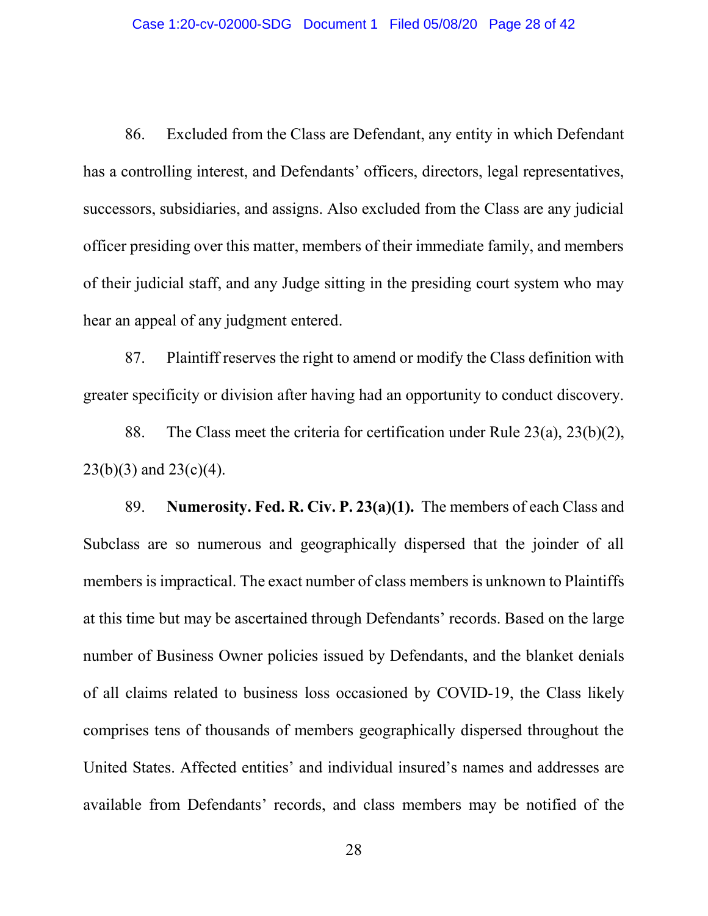86. Excluded from the Class are Defendant, any entity in which Defendant has a controlling interest, and Defendants' officers, directors, legal representatives, successors, subsidiaries, and assigns. Also excluded from the Class are any judicial officer presiding over this matter, members of their immediate family, and members of their judicial staff, and any Judge sitting in the presiding court system who may hear an appeal of any judgment entered.

87. Plaintiff reserves the right to amend or modify the Class definition with greater specificity or division after having had an opportunity to conduct discovery.

88. The Class meet the criteria for certification under Rule 23(a), 23(b)(2), 23(b)(3) and 23(c)(4).

89. **Numerosity. Fed. R. Civ. P. 23(a)(1).** The members of each Class and Subclass are so numerous and geographically dispersed that the joinder of all members is impractical. The exact number of class members is unknown to Plaintiffs at this time but may be ascertained through Defendants' records. Based on the large number of Business Owner policies issued by Defendants, and the blanket denials of all claims related to business loss occasioned by COVID-19, the Class likely comprises tens of thousands of members geographically dispersed throughout the United States. Affected entities' and individual insured's names and addresses are available from Defendants' records, and class members may be notified of the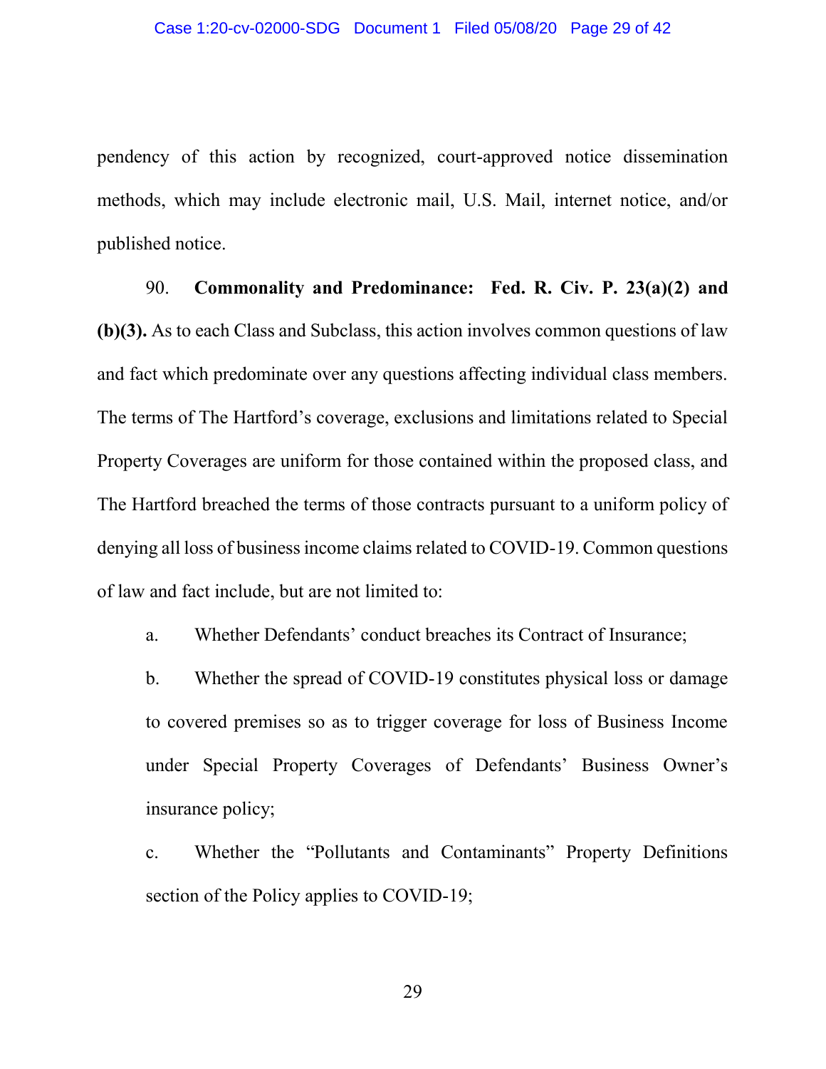pendency of this action by recognized, court-approved notice dissemination methods, which may include electronic mail, U.S. Mail, internet notice, and/or published notice.

90. **Commonality and Predominance: Fed. R. Civ. P. 23(a)(2) and (b)(3).** As to each Class and Subclass, this action involves common questions of law and fact which predominate over any questions affecting individual class members. The terms of The Hartford's coverage, exclusions and limitations related to Special Property Coverages are uniform for those contained within the proposed class, and The Hartford breached the terms of those contracts pursuant to a uniform policy of denying all loss of business income claims related to COVID-19. Common questions of law and fact include, but are not limited to:

a. Whether Defendants' conduct breaches its Contract of Insurance;

b. Whether the spread of COVID-19 constitutes physical loss or damage to covered premises so as to trigger coverage for loss of Business Income under Special Property Coverages of Defendants' Business Owner's insurance policy;

c. Whether the "Pollutants and Contaminants" Property Definitions section of the Policy applies to COVID-19;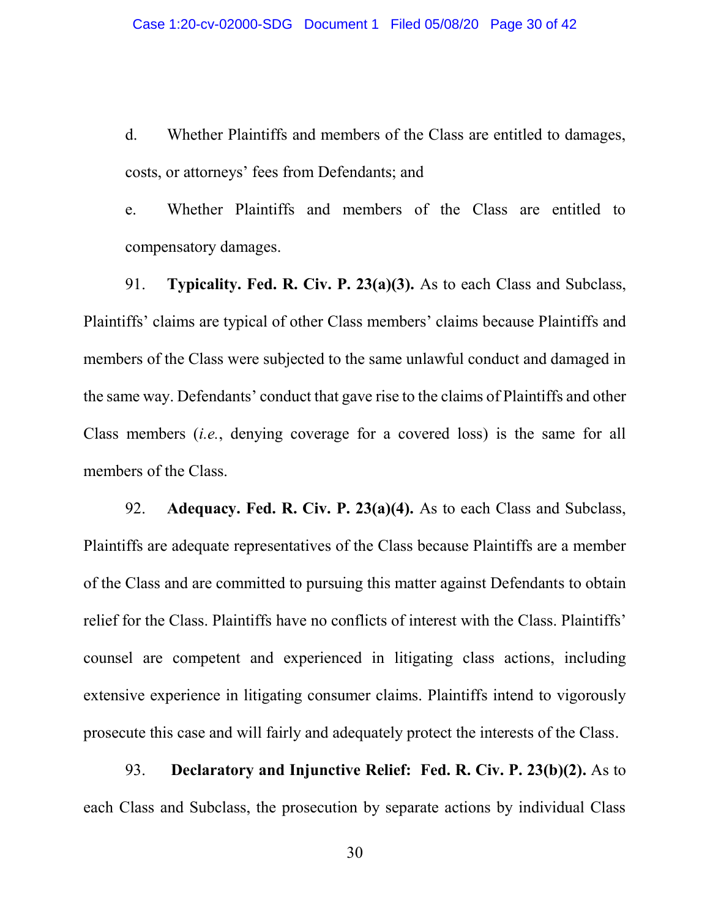d. Whether Plaintiffs and members of the Class are entitled to damages, costs, or attorneys' fees from Defendants; and

e. Whether Plaintiffs and members of the Class are entitled to compensatory damages.

91. **Typicality. Fed. R. Civ. P. 23(a)(3).** As to each Class and Subclass, Plaintiffs' claims are typical of other Class members' claims because Plaintiffs and members of the Class were subjected to the same unlawful conduct and damaged in the same way. Defendants' conduct that gave rise to the claims of Plaintiffs and other Class members (*i.e.*, denying coverage for a covered loss) is the same for all members of the Class.

92. **Adequacy. Fed. R. Civ. P. 23(a)(4).** As to each Class and Subclass, Plaintiffs are adequate representatives of the Class because Plaintiffs are a member of the Class and are committed to pursuing this matter against Defendants to obtain relief for the Class. Plaintiffs have no conflicts of interest with the Class. Plaintiffs' counsel are competent and experienced in litigating class actions, including extensive experience in litigating consumer claims. Plaintiffs intend to vigorously prosecute this case and will fairly and adequately protect the interests of the Class.

93. **Declaratory and Injunctive Relief: Fed. R. Civ. P. 23(b)(2).** As to each Class and Subclass, the prosecution by separate actions by individual Class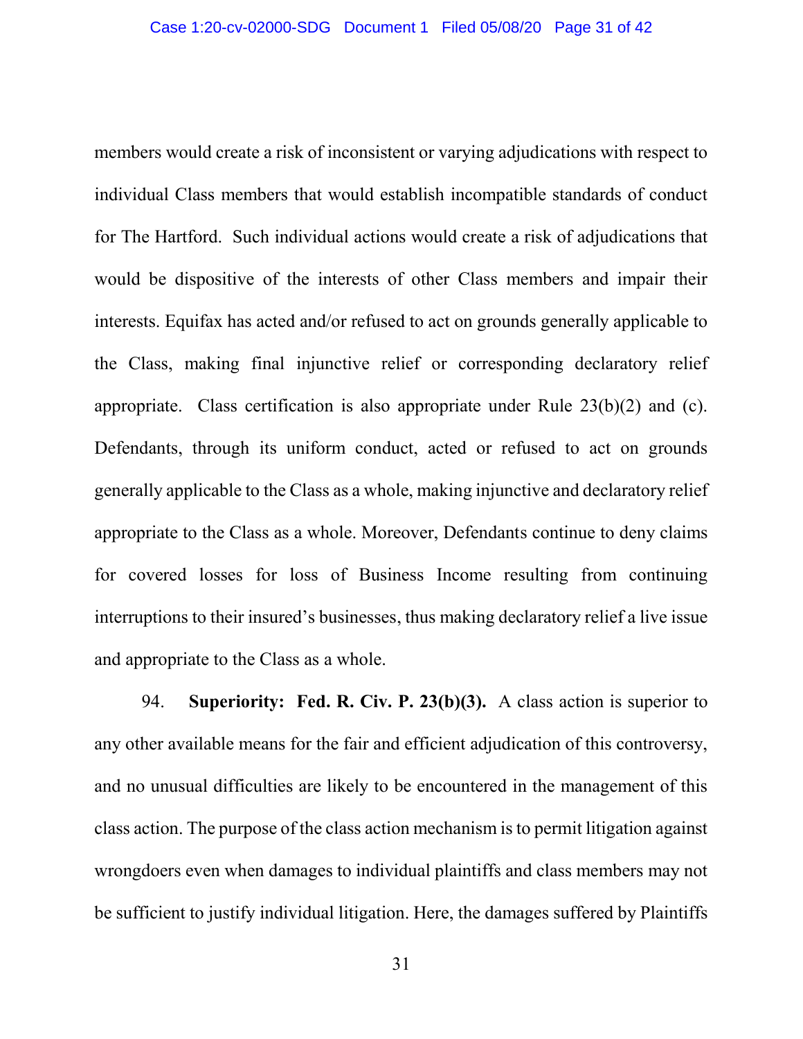members would create a risk of inconsistent or varying adjudications with respect to individual Class members that would establish incompatible standards of conduct for The Hartford. Such individual actions would create a risk of adjudications that would be dispositive of the interests of other Class members and impair their interests. Equifax has acted and/or refused to act on grounds generally applicable to the Class, making final injunctive relief or corresponding declaratory relief appropriate. Class certification is also appropriate under Rule 23(b)(2) and (c). Defendants, through its uniform conduct, acted or refused to act on grounds generally applicable to the Class as a whole, making injunctive and declaratory relief appropriate to the Class as a whole. Moreover, Defendants continue to deny claims for covered losses for loss of Business Income resulting from continuing interruptions to their insured's businesses, thus making declaratory relief a live issue and appropriate to the Class as a whole.

94. **Superiority: Fed. R. Civ. P. 23(b)(3).** A class action is superior to any other available means for the fair and efficient adjudication of this controversy, and no unusual difficulties are likely to be encountered in the management of this class action. The purpose of the class action mechanism is to permit litigation against wrongdoers even when damages to individual plaintiffs and class members may not be sufficient to justify individual litigation. Here, the damages suffered by Plaintiffs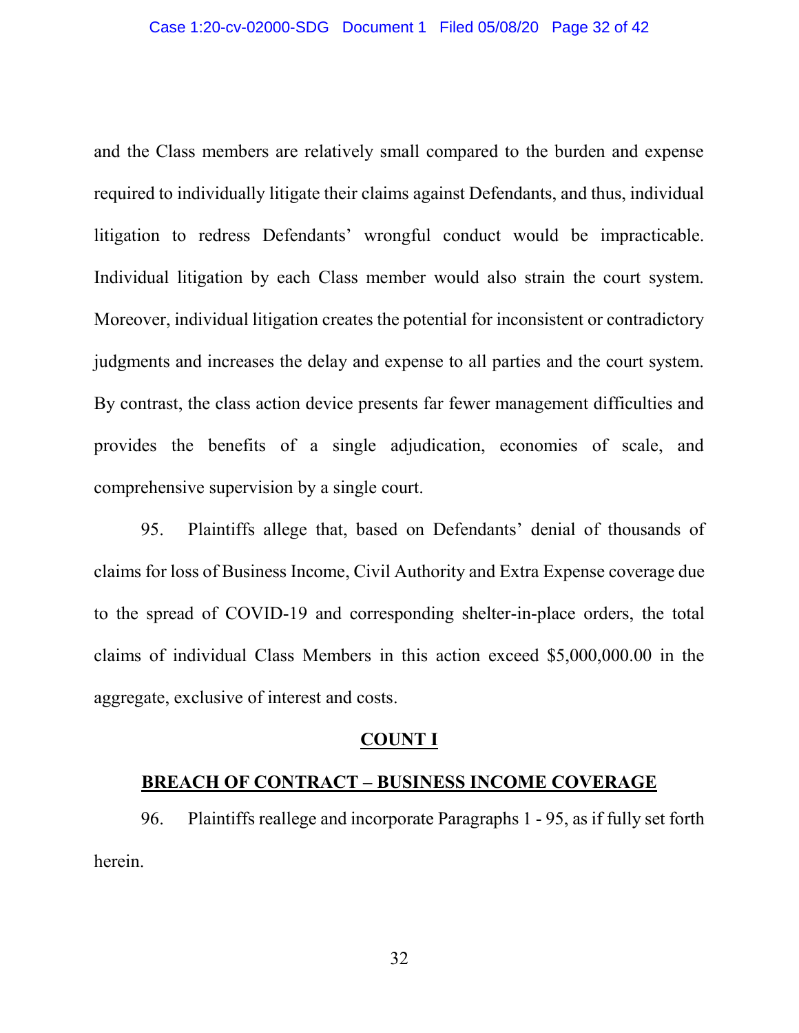and the Class members are relatively small compared to the burden and expense required to individually litigate their claims against Defendants, and thus, individual litigation to redress Defendants' wrongful conduct would be impracticable. Individual litigation by each Class member would also strain the court system. Moreover, individual litigation creates the potential for inconsistent or contradictory judgments and increases the delay and expense to all parties and the court system. By contrast, the class action device presents far fewer management difficulties and provides the benefits of a single adjudication, economies of scale, and comprehensive supervision by a single court.

95. Plaintiffs allege that, based on Defendants' denial of thousands of claims for loss of Business Income, Civil Authority and Extra Expense coverage due to the spread of COVID-19 and corresponding shelter-in-place orders, the total claims of individual Class Members in this action exceed $5,000,000.00 in the aggregate, exclusive of interest and costs.

## COUNT I

## BREACH OF CONTRACT – BUSINESS INCOME COVERAGE

96. Plaintiffs reallege and incorporate Paragraphs 1 - 95, as if fully set forth herein.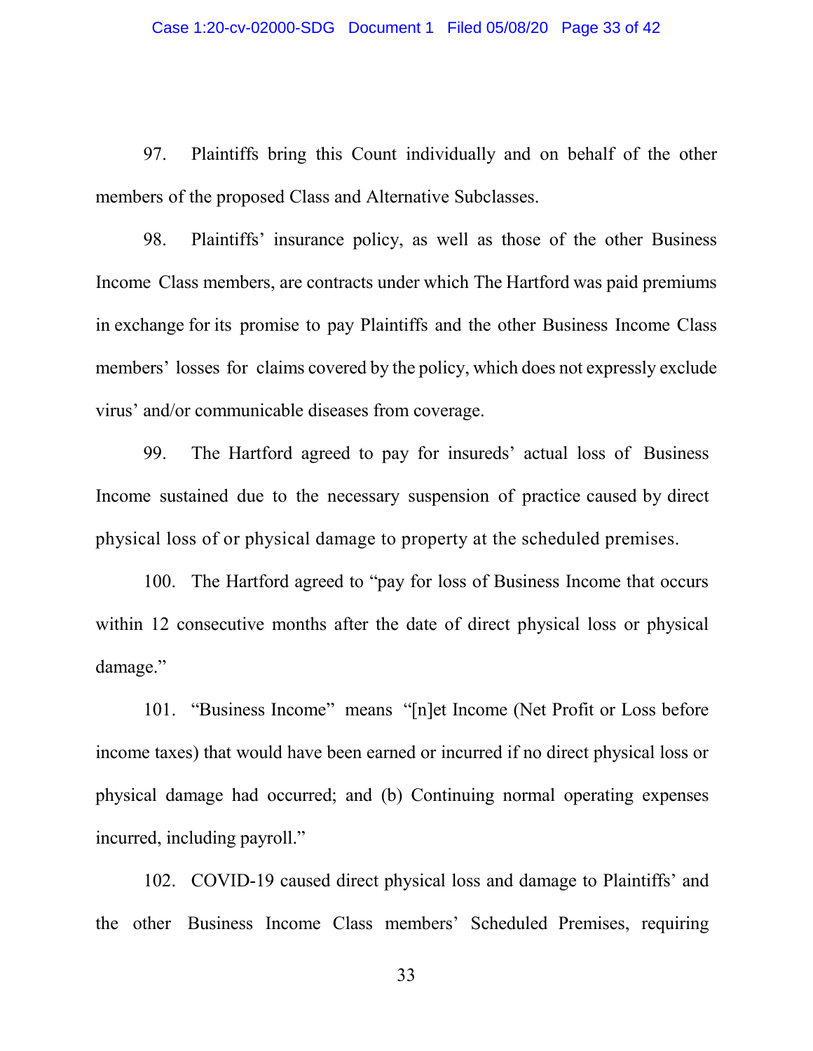97. Plaintiffs bring this Count individually and on behalf of the other members of the proposed Class and Alternative Subclasses.

98. Plaintiffs' insurance policy, as well as those of the other Business Income Class members, are contracts under which The Hartford was paid premiums in exchange for its promise to pay Plaintiffs and the other Business Income Class members' losses for claims covered by the policy, which does not expressly exclude virus' and/or communicable diseases from coverage.

99. The Hartford agreed to pay for insureds' actual loss of Business Income sustained due to the necessary suspension of practice caused by direct physical loss of or physical damage to property at the scheduled premises.

100. The Hartford agreed to "pay for loss of Business Income that occurs within 12 consecutive months after the date of direct physical loss or physical damage."

101. "Business Income" means "[n]et Income (Net Profit or Loss before income taxes) that would have been earned or incurred if no direct physical loss or physical damage had occurred; and (b) Continuing normal operating expenses incurred, including payroll."

102. COVID-19 caused direct physical loss and damage to Plaintiffs' and the other Business Income Class members' Scheduled Premises, requiring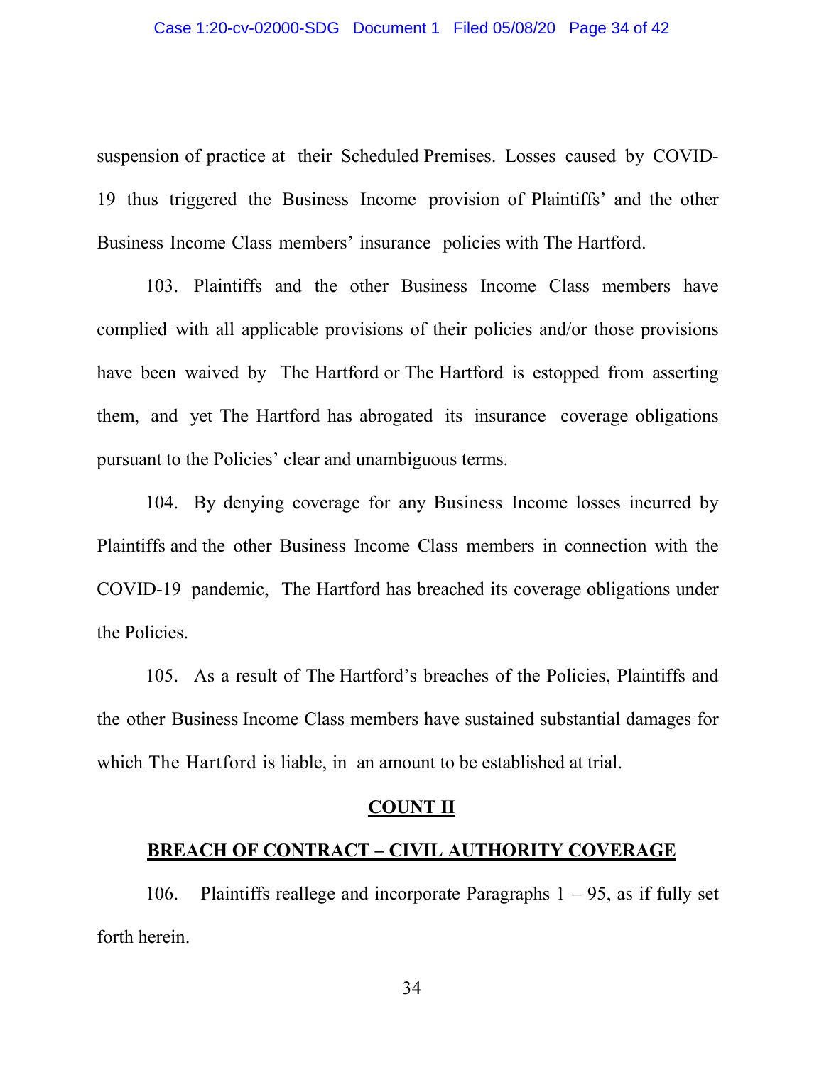suspension of practice at their Scheduled Premises. Losses caused by COVID-19 thus triggered the Business Income provision of Plaintiffs' and the other Business Income Class members' insurance policies with The Hartford.

103. Plaintiffs and the other Business Income Class members have complied with all applicable provisions of their policies and/or those provisions have been waived by The Hartford or The Hartford is estopped from asserting them, and yet The Hartford has abrogated its insurance coverage obligations pursuant to the Policies' clear and unambiguous terms.

104. By denying coverage for any Business Income losses incurred by Plaintiffs and the other Business Income Class members in connection with the COVID-19 pandemic, The Hartford has breached its coverage obligations under the Policies.

105. As a result of The Hartford's breaches of the Policies, Plaintiffs and the other Business Income Class members have sustained substantial damages for which The Hartford is liable, in an amount to be established at trial.

## COUNT II

## BREACH OF CONTRACT – CIVIL AUTHORITY COVERAGE

106. Plaintiffs reallege and incorporate Paragraphs 1 – 95, as if fully set forth herein.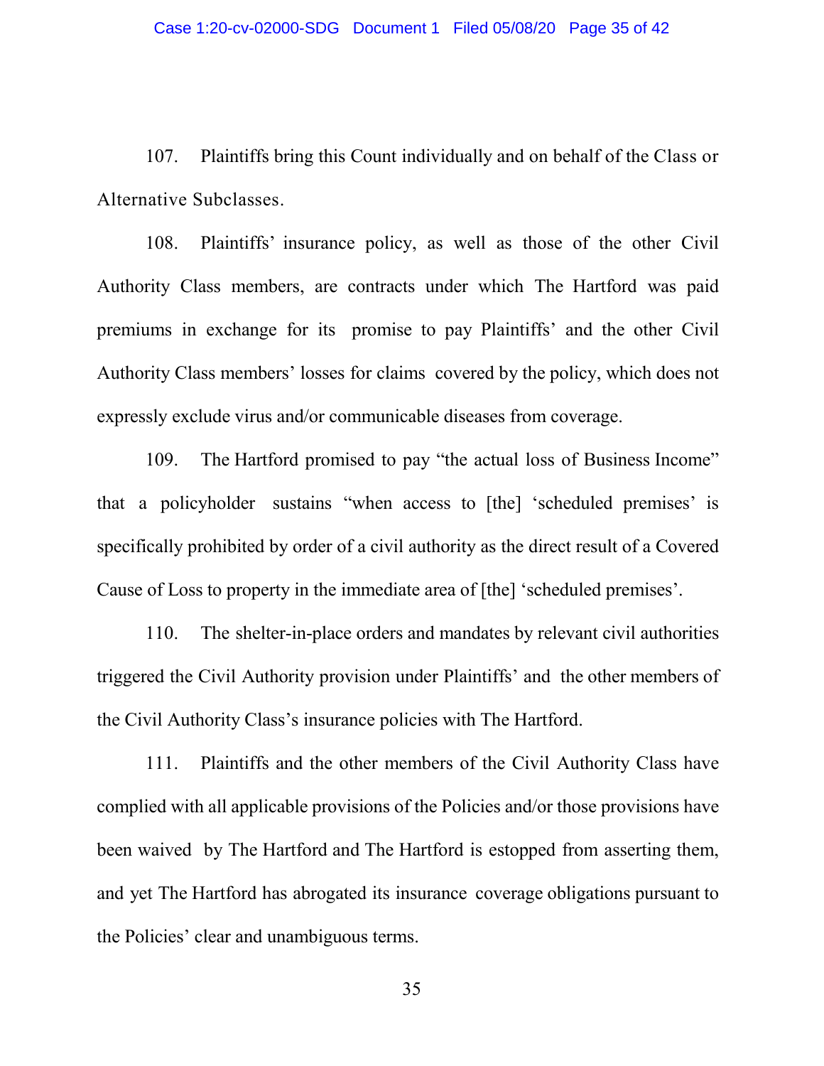107. Plaintiffs bring this Count individually and on behalf of the Class or Alternative Subclasses.

108. Plaintiffs' insurance policy, as well as those of the other Civil Authority Class members, are contracts under which The Hartford was paid premiums in exchange for its promise to pay Plaintiffs' and the other Civil Authority Class members' losses for claims covered by the policy, which does not expressly exclude virus and/or communicable diseases from coverage.

109. The Hartford promised to pay "the actual loss of Business Income" that a policyholder sustains "when access to [the] 'scheduled premises' is specifically prohibited by order of a civil authority as the direct result of a Covered Cause of Loss to property in the immediate area of [the] 'scheduled premises'.

110. The shelter-in-place orders and mandates by relevant civil authorities triggered the Civil Authority provision under Plaintiffs' and the other members of the Civil Authority Class's insurance policies with The Hartford.

111. Plaintiffs and the other members of the Civil Authority Class have complied with all applicable provisions of the Policies and/or those provisions have been waived by The Hartford and The Hartford is estopped from asserting them, and yet The Hartford has abrogated its insurance coverage obligations pursuant to the Policies' clear and unambiguous terms.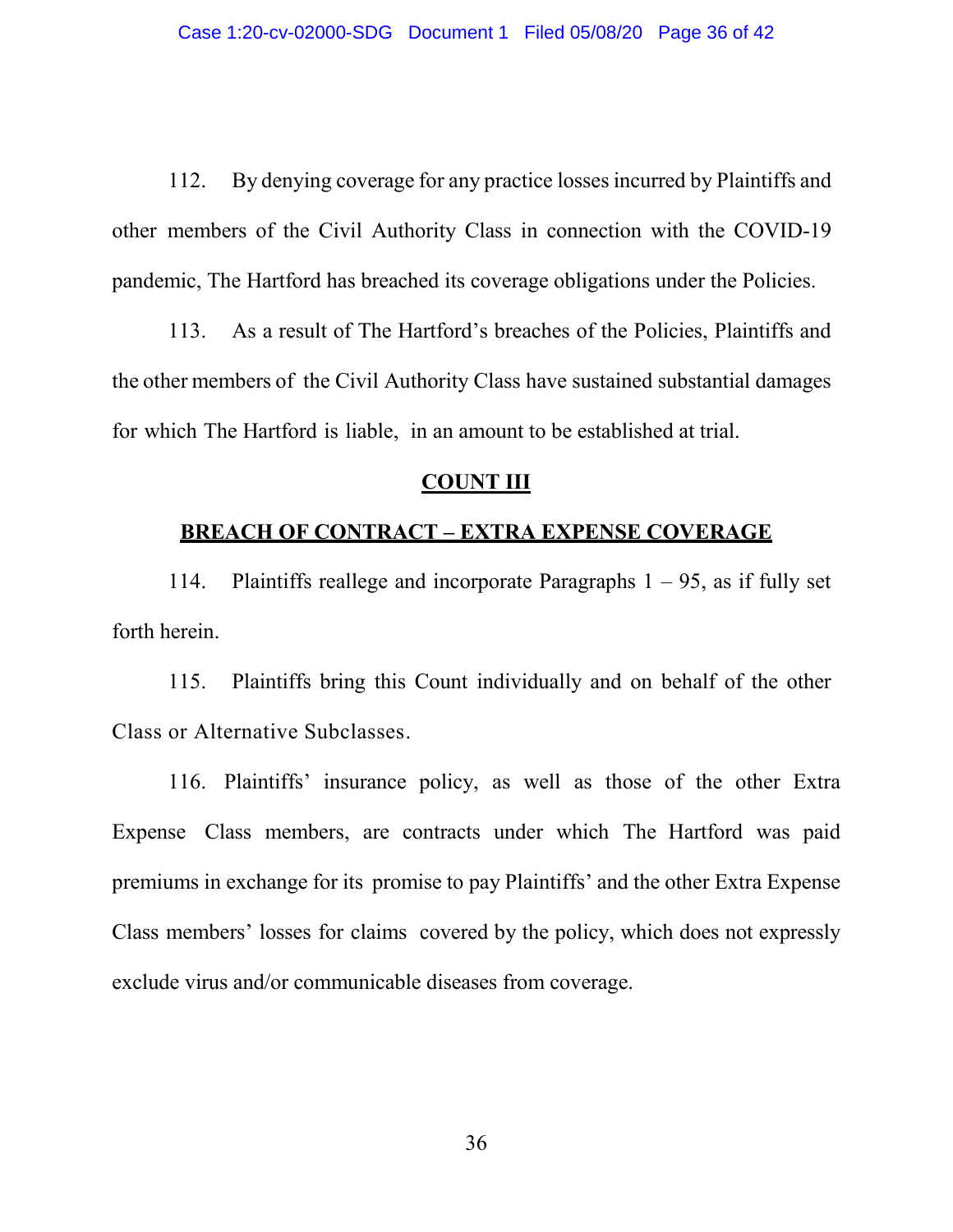112. By denying coverage for any practice losses incurred by Plaintiffs and other members of the Civil Authority Class in connection with the COVID-19 pandemic, The Hartford has breached its coverage obligations under the Policies.

113. As a result of The Hartford's breaches of the Policies, Plaintiffs and the other members of the Civil Authority Class have sustained substantial damages for which The Hartford is liable, in an amount to be established at trial.

**COUNT III**

**BREACH OF CONTRACT – EXTRA EXPENSE COVERAGE**

114. Plaintiffs reallege and incorporate Paragraphs 1 – 95, as if fully set forth herein.

115. Plaintiffs bring this Count individually and on behalf of the other Class or Alternative Subclasses.

116. Plaintiffs' insurance policy, as well as those of the other Extra Expense Class members, are contracts under which The Hartford was paid premiums in exchange for its promise to pay Plaintiffs' and the other Extra Expense Class members' losses for claims covered by the policy, which does not expressly exclude virus and/or communicable diseases from coverage.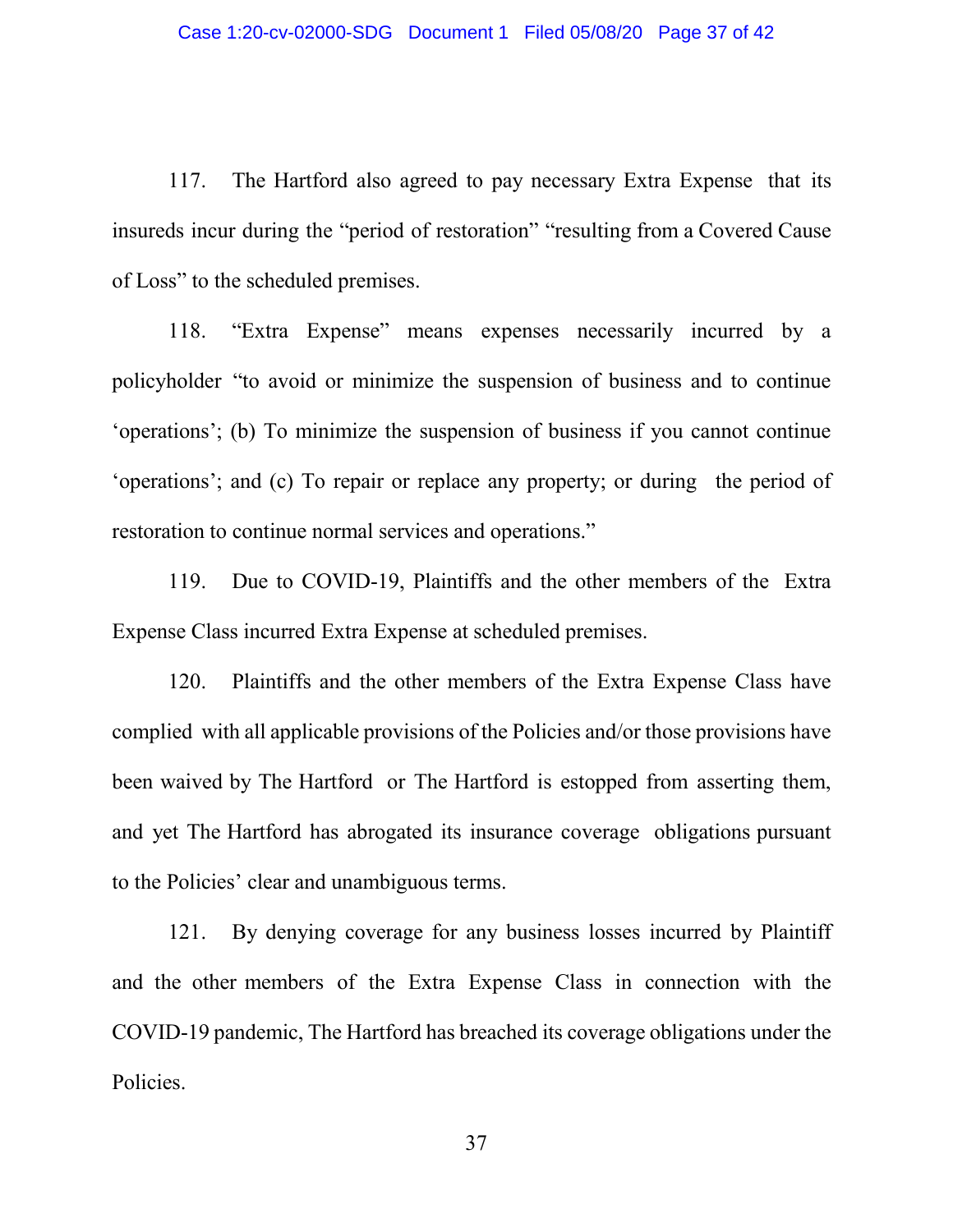117. The Hartford also agreed to pay necessary Extra Expense that its insureds incur during the "period of restoration" "resulting from a Covered Cause of Loss" to the scheduled premises.

118. "Extra Expense" means expenses necessarily incurred by a policyholder "to avoid or minimize the suspension of business and to continue 'operations'; (b) To minimize the suspension of business if you cannot continue 'operations'; and (c) To repair or replace any property; or during the period of restoration to continue normal services and operations."

119. Due to COVID-19, Plaintiffs and the other members of the Extra Expense Class incurred Extra Expense at scheduled premises.

120. Plaintiffs and the other members of the Extra Expense Class have complied with all applicable provisions of the Policies and/or those provisions have been waived by The Hartford or The Hartford is estopped from asserting them, and yet The Hartford has abrogated its insurance coverage obligations pursuant to the Policies' clear and unambiguous terms.

121. By denying coverage for any business losses incurred by Plaintiff and the other members of the Extra Expense Class in connection with the COVID-19 pandemic, The Hartford has breached its coverage obligations under the Policies.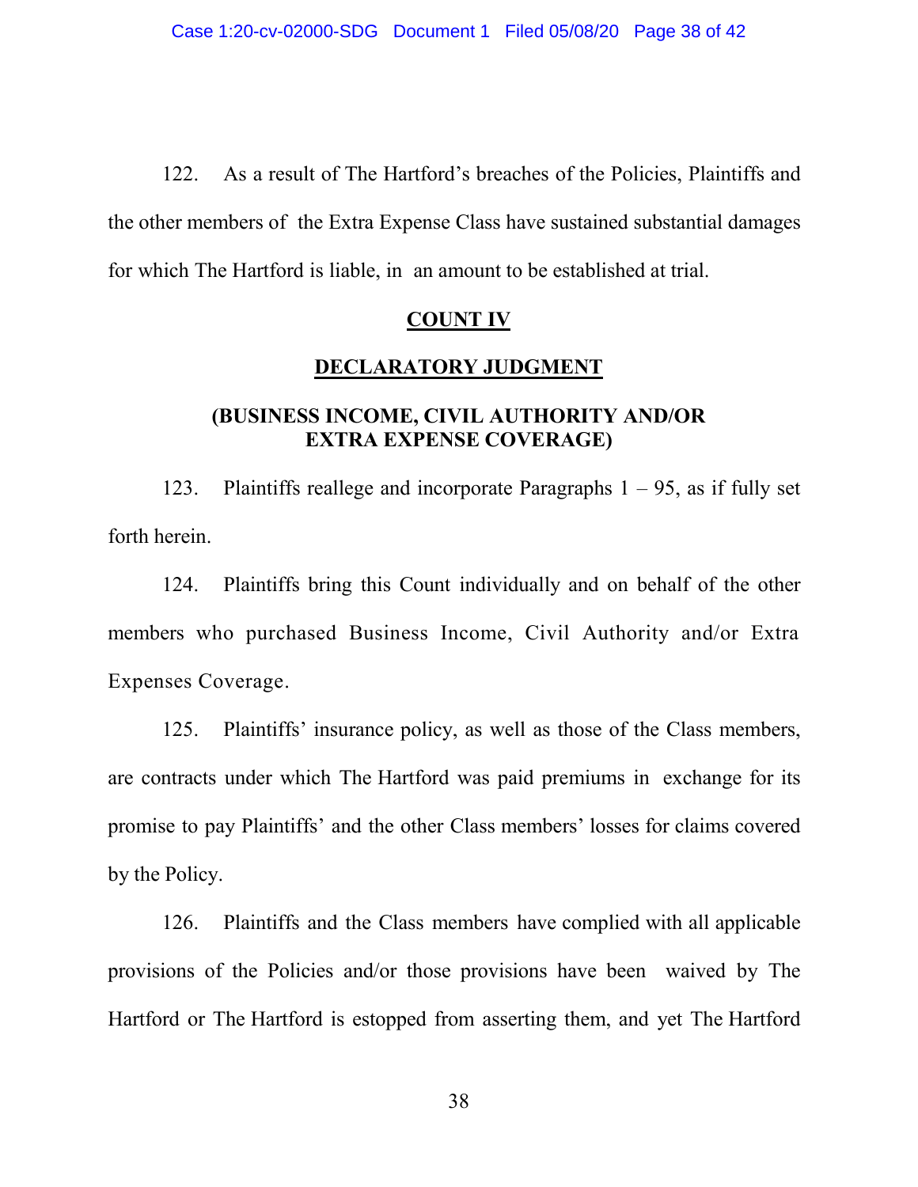122. As a result of The Hartford's breaches of the Policies, Plaintiffs and the other members of the Extra Expense Class have sustained substantial damages for which The Hartford is liable, in an amount to be established at trial.

**COUNT IV**

**DECLARATORY JUDGMENT**

**(BUSINESS INCOME, CIVIL AUTHORITY AND/OR EXTRA EXPENSE COVERAGE)**

123. Plaintiffs reallege and incorporate Paragraphs 1 – 95, as if fully set forth herein.

124. Plaintiffs bring this Count individually and on behalf of the other members who purchased Business Income, Civil Authority and/or Extra Expenses Coverage.

125. Plaintiffs' insurance policy, as well as those of the Class members, are contracts under which The Hartford was paid premiums in exchange for its promise to pay Plaintiffs' and the other Class members' losses for claims covered by the Policy.

126. Plaintiffs and the Class members have complied with all applicable provisions of the Policies and/or those provisions have been waived by The Hartford or The Hartford is estopped from asserting them, and yet The Hartford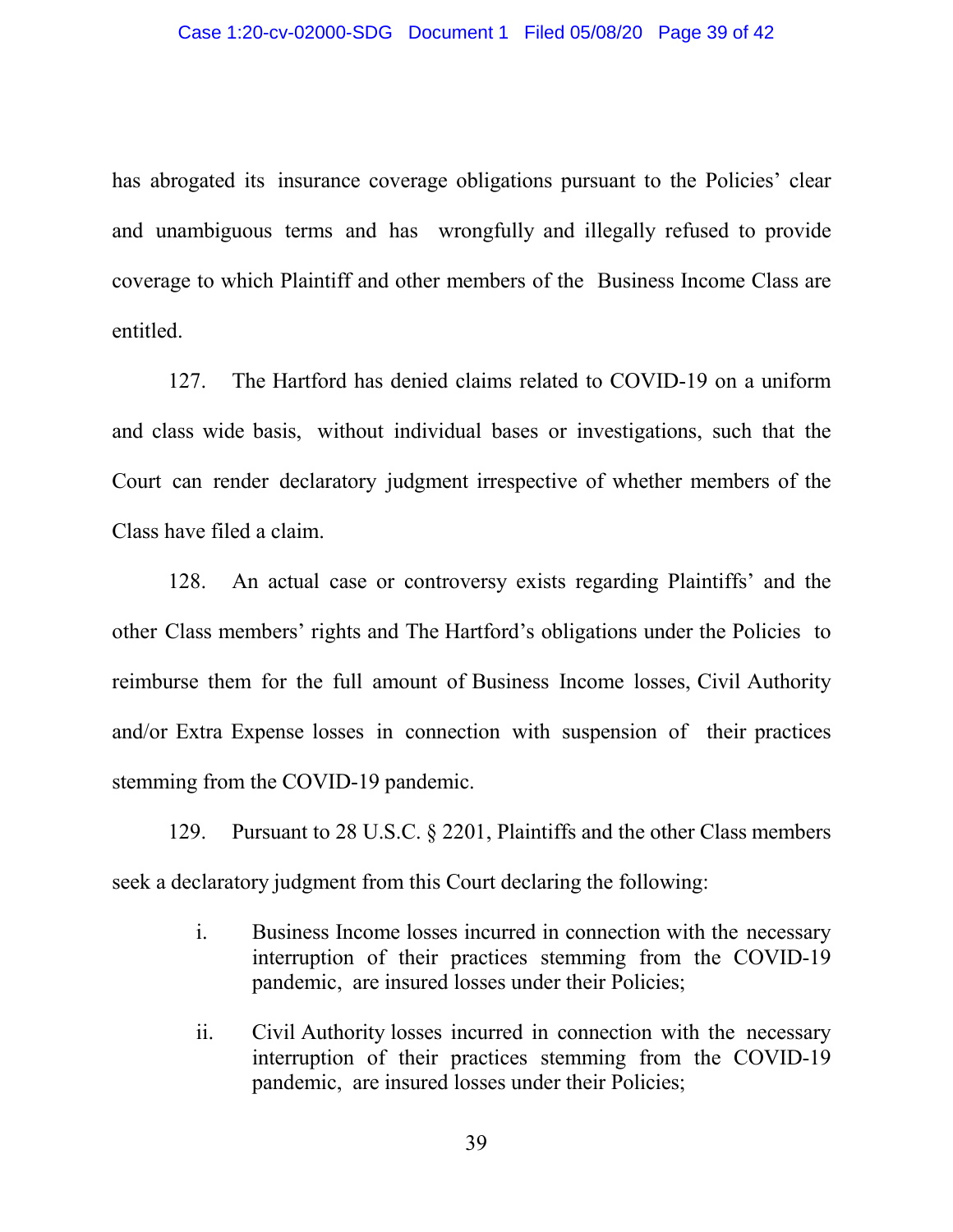has abrogated its insurance coverage obligations pursuant to the Policies' clear and unambiguous terms and has wrongfully and illegally refused to provide coverage to which Plaintiff and other members of the Business Income Class are entitled.

127. The Hartford has denied claims related to COVID-19 on a uniform and class wide basis, without individual bases or investigations, such that the Court can render declaratory judgment irrespective of whether members of the Class have filed a claim.

128. An actual case or controversy exists regarding Plaintiffs' and the other Class members' rights and The Hartford's obligations under the Policies to reimburse them for the full amount of Business Income losses, Civil Authority and/or Extra Expense losses in connection with suspension of their practices stemming from the COVID-19 pandemic.

129. Pursuant to 28 U.S.C. § 2201, Plaintiffs and the other Class members seek a declaratory judgment from this Court declaring the following:

i. Business Income losses incurred in connection with the necessary interruption of their practices stemming from the COVID-19 pandemic, are insured losses under their Policies;

ii. Civil Authority losses incurred in connection with the necessary interruption of their practices stemming from the COVID-19 pandemic, are insured losses under their Policies;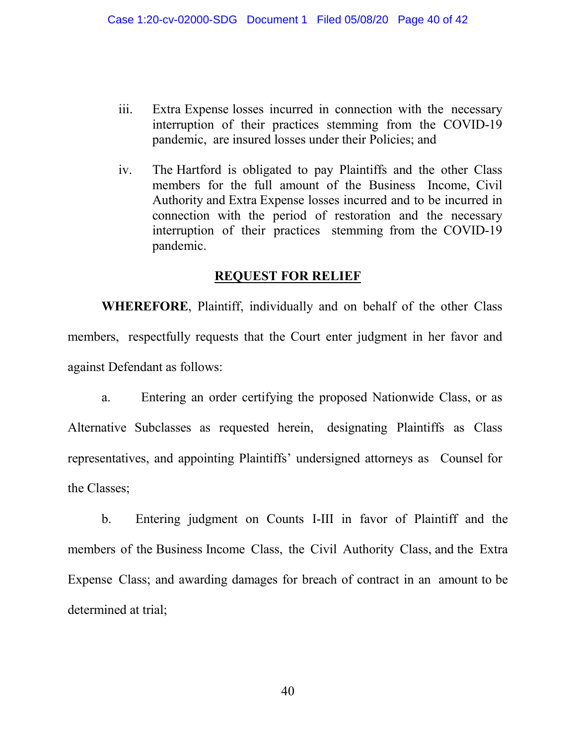iii. Extra Expense losses incurred in connection with the necessary interruption of their practices stemming from the COVID-19 pandemic, are insured losses under their Policies; and

iv. The Hartford is obligated to pay Plaintiffs and the other Class members for the full amount of the Business Income, Civil Authority and Extra Expense losses incurred and to be incurred in connection with the period of restoration and the necessary interruption of their practices stemming from the COVID-19 pandemic.

## REQUEST FOR RELIEF

**WHEREFORE**, Plaintiff, individually and on behalf of the other Class members, respectfully requests that the Court enter judgment in her favor and against Defendant as follows:

a. Entering an order certifying the proposed Nationwide Class, or as Alternative Subclasses as requested herein, designating Plaintiffs as Class representatives, and appointing Plaintiffs' undersigned attorneys as Counsel for the Classes;

b. Entering judgment on Counts I-III in favor of Plaintiff and the members of the Business Income Class, the Civil Authority Class, and the Extra Expense Class; and awarding damages for breach of contract in an amount to be determined at trial;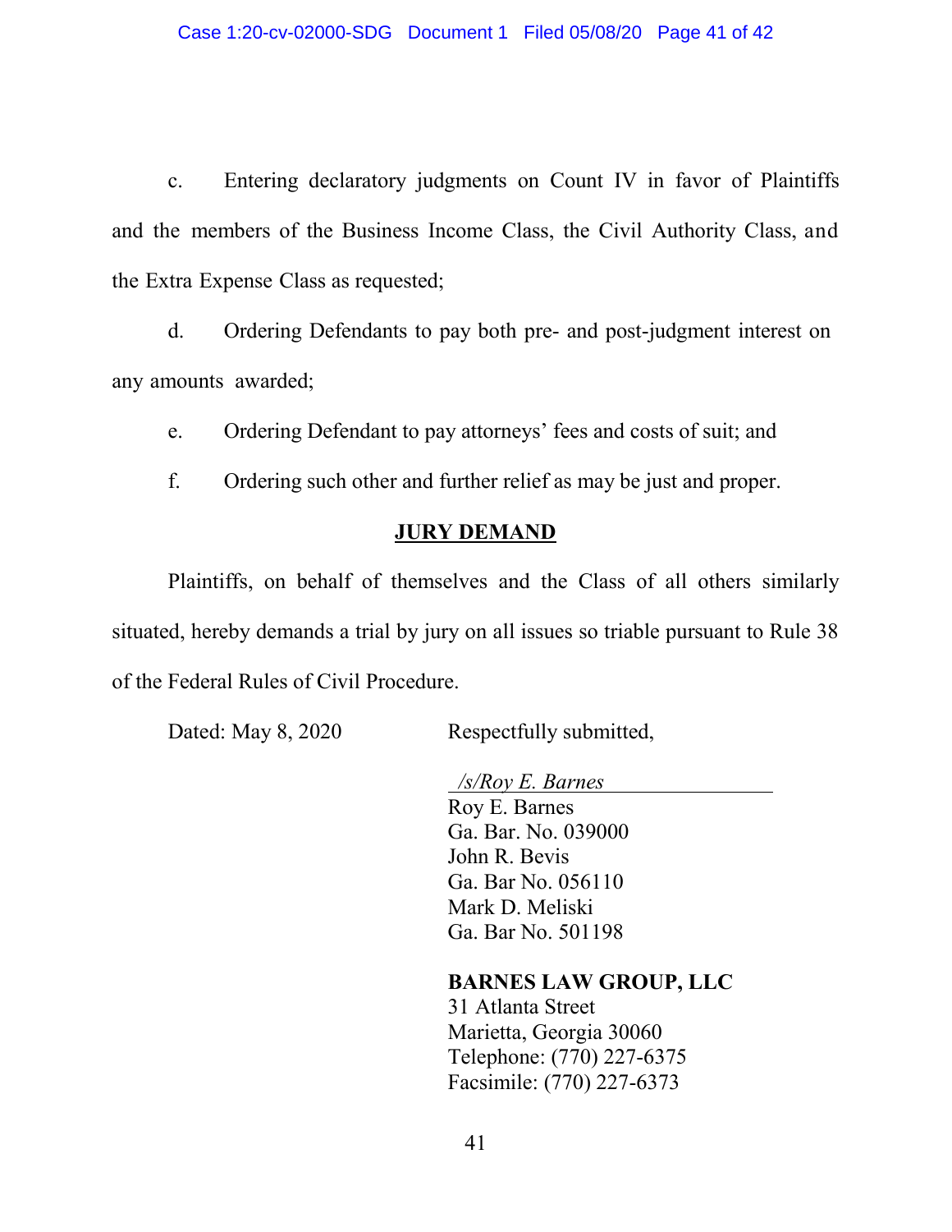c. Entering declaratory judgments on Count IV in favor of Plaintiffs and the members of the Business Income Class, the Civil Authority Class, and the Extra Expense Class as requested;

d. Ordering Defendants to pay both pre- and post-judgment interest on any amounts awarded;

e. Ordering Defendant to pay attorneys' fees and costs of suit; and

f. Ordering such other and further relief as may be just and proper.

**JURY DEMAND**

Plaintiffs, on behalf of themselves and the Class of all others similarly situated, hereby demands a trial by jury on all issues so triable pursuant to Rule 38 of the Federal Rules of Civil Procedure.

Dated: May 8, 2020

Respectfully submitted,

*/s/Roy E. Barnes*
Roy E. Barnes
Ga. Bar. No. 039000
John R. Bevis
Ga. Bar No. 056110
Mark D. Meliski
Ga. Bar No. 501198

**BARNES LAW GROUP, LLC**
31 Atlanta Street
Marietta, Georgia 30060
Telephone: (770) 227-6375
Facsimile: (770) 227-6373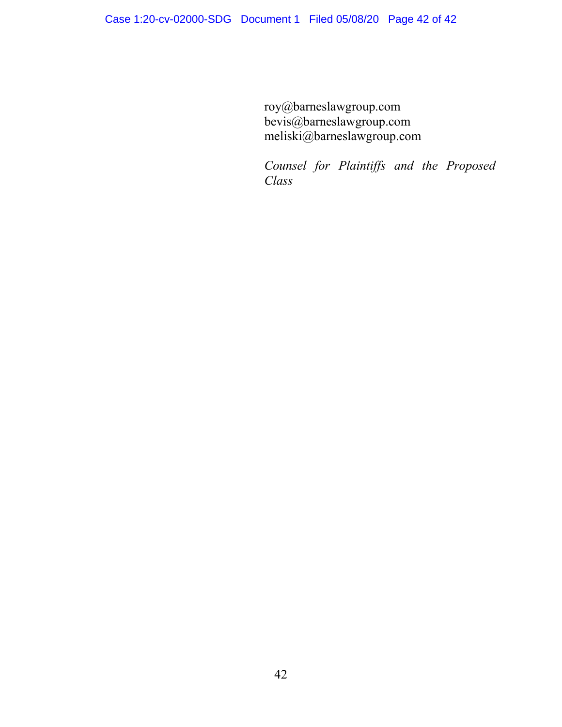roy@barneslawgroup.com
bevis@barneslawgroup.com
meliski@barneslawgroup.com

*Counsel for Plaintiffs and the Proposed Class*